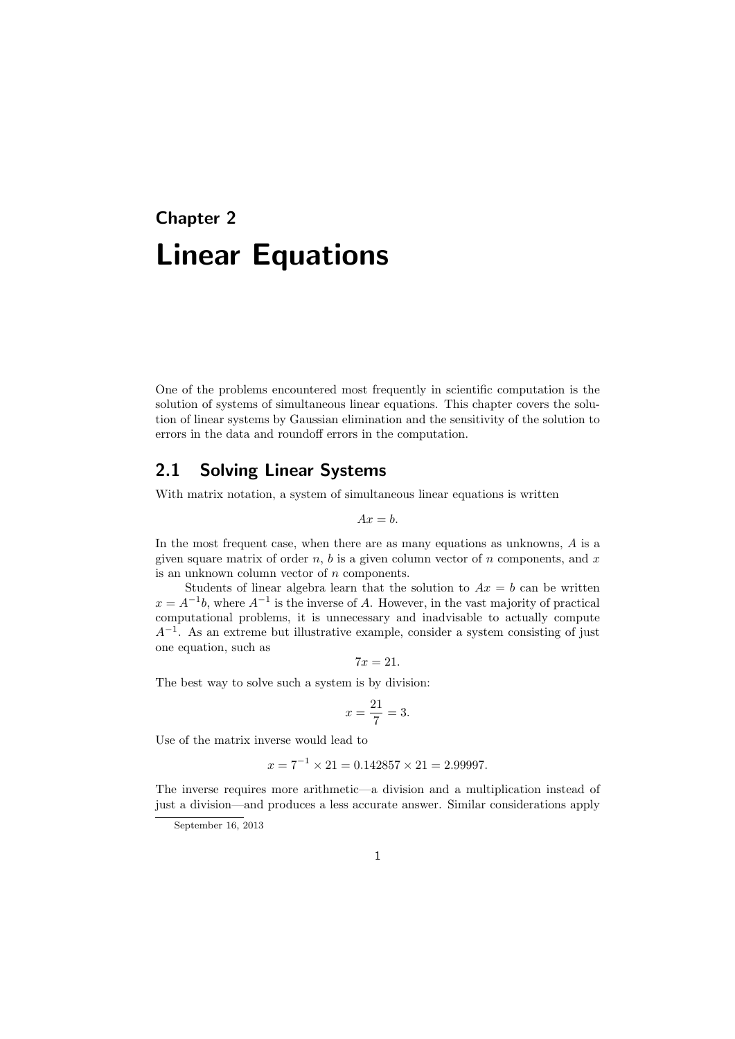# Chapter 2

# Linear Equations

One of the problems encountered most frequently in scientific computation is the solution of systems of simultaneous linear equations. This chapter covers the solution of linear systems by Gaussian elimination and the sensitivity of the solution to errors in the data and roundoff errors in the computation.

## 2.1 Solving Linear Systems

With matrix notation, a system of simultaneous linear equations is written

$$Ax = b.$$

In the most frequent case, when there are as many equations as unknowns, $A$ is a given square matrix of order $n$, $b$ is a given column vector of $n$ components, and $x$ is an unknown column vector of $n$ components.

Students of linear algebra learn that the solution to $Ax = b$ can be written $x = A^{-1}b$, where $A^{-1}$ is the inverse of $A$. However, in the vast majority of practical computational problems, it is unnecessary and inadvisable to actually compute $A^{-1}$. As an extreme but illustrative example, consider a system consisting of just one equation, such as

$$7x = 21.$$

The best way to solve such a system is by division:

$$x = \frac{21}{7} = 3.$$

Use of the matrix inverse would lead to

$$x = 7^{-1} \times 21 = 0.142857 \times 21 = 2.99997.$$

The inverse requires more arithmetic—a division and a multiplication instead of just a division—and produces a less accurate answer. Similar considerations apply

September 16, 2013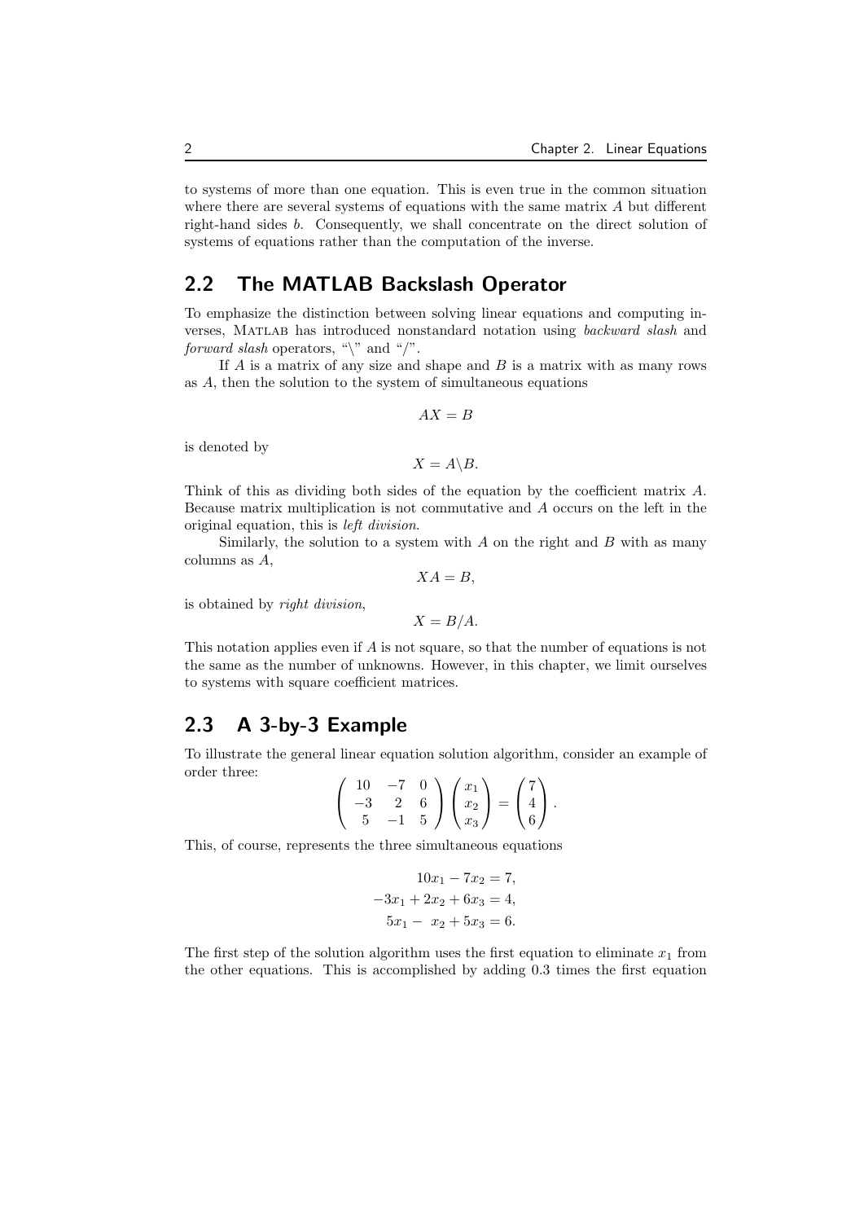to systems of more than one equation. This is even true in the common situation where there are several systems of equations with the same matrix $A$ but different right-hand sides $b$. Consequently, we shall concentrate on the direct solution of systems of equations rather than the computation of the inverse.

## 2.2 The MATLAB Backslash Operator

To emphasize the distinction between solving linear equations and computing inverses, MATLAB has introduced nonstandard notation using *backward slash* and *forward slash* operators, "\" and "/".

If $A$ is a matrix of any size and shape and $B$ is a matrix with as many rows as $A$, then the solution to the system of simultaneous equations

$$AX = B$$

is denoted by

$$X = A \backslash B.$$

Think of this as dividing both sides of the equation by the coefficient matrix $A$. Because matrix multiplication is not commutative and $A$ occurs on the left in the original equation, this is *left division*.

Similarly, the solution to a system with $A$ on the right and $B$ with as many columns as $A$,

$$XA = B,$$

is obtained by *right division*,

$$X = B/A.$$

This notation applies even if $A$ is not square, so that the number of equations is not the same as the number of unknowns. However, in this chapter, we limit ourselves to systems with square coefficient matrices.

## 2.3 A 3-by-3 Example

To illustrate the general linear equation solution algorithm, consider an example of order three:

$$\begin{pmatrix} 10 & -7 & 0 \\ -3 & 2 & 6 \\ 5 & -1 & 5 \end{pmatrix} \begin{pmatrix} x_1 \\ x_2 \\ x_3 \end{pmatrix} = \begin{pmatrix} 7 \\ 4 \\ 6 \end{pmatrix}.$$

This, of course, represents the three simultaneous equations

$$\begin{aligned} 10x_1 - 7x_2 &= 7, \\ -3x_1 + 2x_2 + 6x_3 &= 4, \\ 5x_1 - x_2 + 5x_3 &= 6. \end{aligned}$$

The first step of the solution algorithm uses the first equation to eliminate $x_1$ from the other equations. This is accomplished by adding 0.3 times the first equation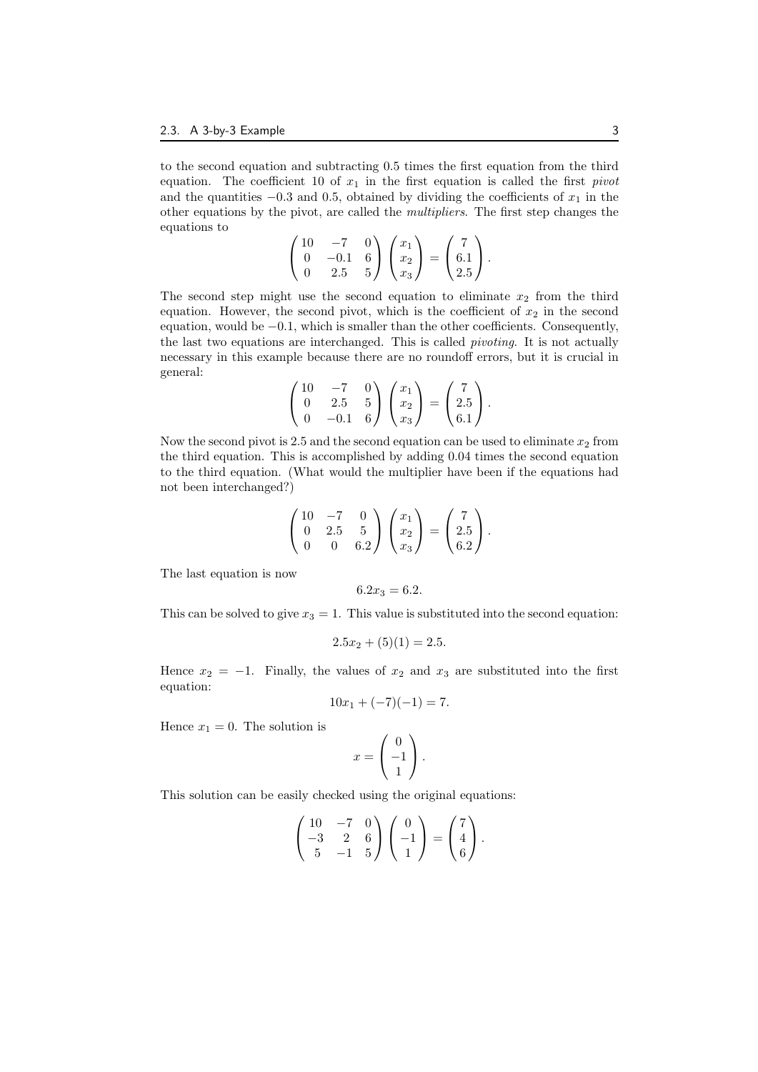to the second equation and subtracting 0.5 times the first equation from the third equation. The coefficient 10 of $x_1$ in the first equation is called the first *pivot* and the quantities $-0.3$ and 0.5, obtained by dividing the coefficients of $x_1$ in the other equations by the pivot, are called the *multipliers*. The first step changes the equations to

$$\begin{pmatrix} 10 & -7 & 0 \\ 0 & -0.1 & 6 \\ 0 & 2.5 & 5 \end{pmatrix} \begin{pmatrix} x_1 \\ x_2 \\ x_3 \end{pmatrix} = \begin{pmatrix} 7 \\ 6.1 \\ 2.5 \end{pmatrix}.$$

The second step might use the second equation to eliminate $x_2$ from the third equation. However, the second pivot, which is the coefficient of $x_2$ in the second equation, would be $-0.1$, which is smaller than the other coefficients. Consequently, the last two equations are interchanged. This is called *pivoting*. It is not actually necessary in this example because there are no roundoff errors, but it is crucial in general:

$$\begin{pmatrix} 10 & -7 & 0 \\ 0 & 2.5 & 5 \\ 0 & -0.1 & 6 \end{pmatrix} \begin{pmatrix} x_1 \\ x_2 \\ x_3 \end{pmatrix} = \begin{pmatrix} 7 \\ 2.5 \\ 6.1 \end{pmatrix}.$$

Now the second pivot is 2.5 and the second equation can be used to eliminate $x_2$ from the third equation. This is accomplished by adding 0.04 times the second equation to the third equation. (What would the multiplier have been if the equations had not been interchanged?)

$$\begin{pmatrix} 10 & -7 & 0 \\ 0 & 2.5 & 5 \\ 0 & 0 & 6.2 \end{pmatrix} \begin{pmatrix} x_1 \\ x_2 \\ x_3 \end{pmatrix} = \begin{pmatrix} 7 \\ 2.5 \\ 6.2 \end{pmatrix}.$$

The last equation is now

$$6.2x_3 = 6.2.$$

This can be solved to give $x_3 = 1$. This value is substituted into the second equation:

$$2.5x_2 + (5)(1) = 2.5.$$

Hence $x_2 = -1$. Finally, the values of $x_2$ and $x_3$ are substituted into the first equation:

$$10x_1 + (-7)(-1) = 7.$$

Hence $x_1 = 0$. The solution is

$$x = \begin{pmatrix} 0 \\ -1 \\ 1 \end{pmatrix}.$$

This solution can be easily checked using the original equations:

$$\begin{pmatrix} 10 & -7 & 0 \\ -3 & 2 & 6 \\ 5 & -1 & 5 \end{pmatrix} \begin{pmatrix} 0 \\ -1 \\ 1 \end{pmatrix} = \begin{pmatrix} 7 \\ 4 \\ 6 \end{pmatrix}.$$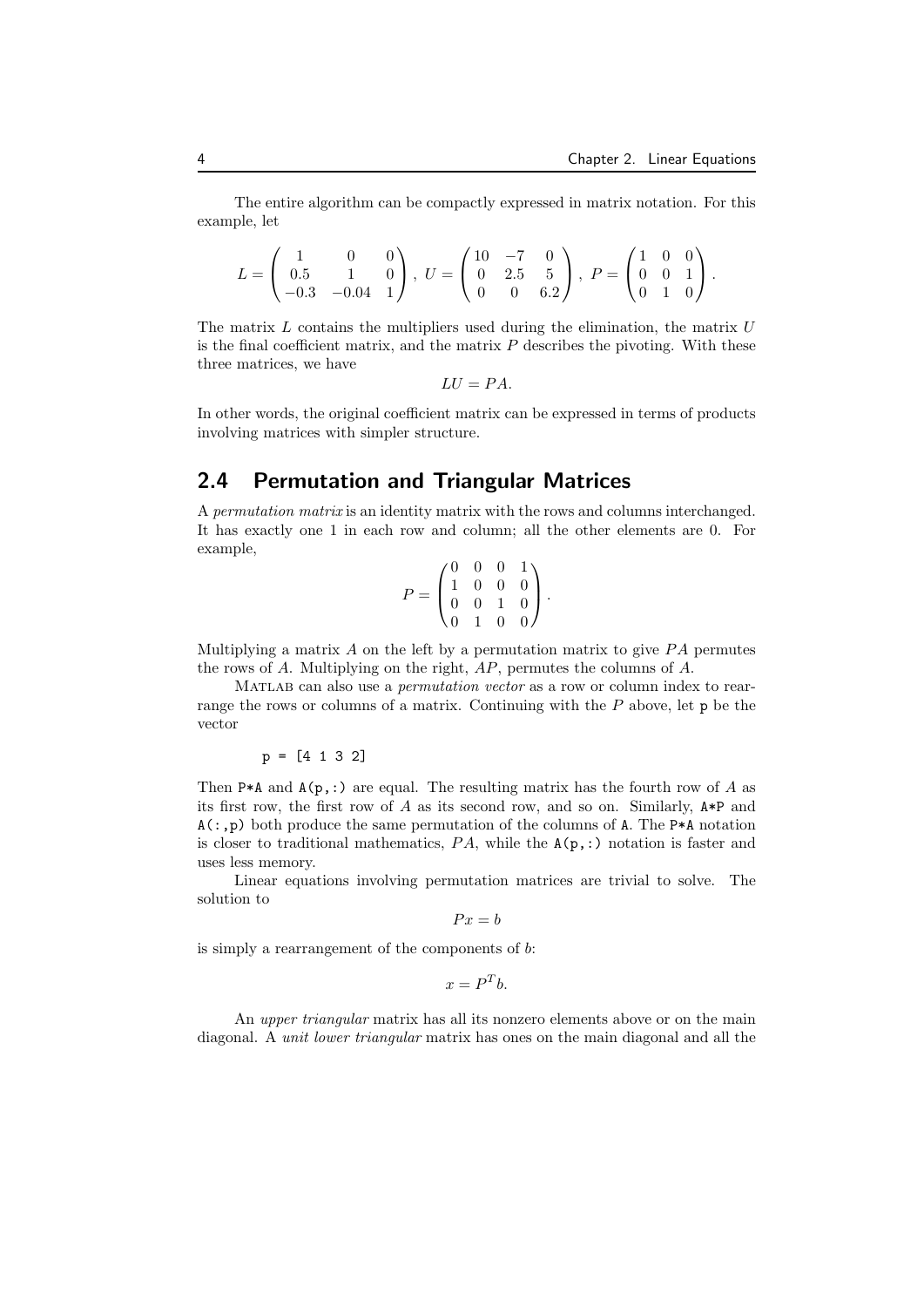The entire algorithm can be compactly expressed in matrix notation. For this example, let

$$L = \begin{pmatrix} 1 & 0 & 0 \\ 0.5 & 1 & 0 \\ -0.3 & -0.04 & 1 \end{pmatrix}, \; U = \begin{pmatrix} 10 & -7 & 0 \\ 0 & 2.5 & 5 \\ 0 & 0 & 6.2 \end{pmatrix}, \; P = \begin{pmatrix} 1 & 0 & 0 \\ 0 & 0 & 1 \\ 0 & 1 & 0 \end{pmatrix}.$$

The matrix $L$ contains the multipliers used during the elimination, the matrix $U$ is the final coefficient matrix, and the matrix $P$ describes the pivoting. With these three matrices, we have

$$LU = PA.$$

In other words, the original coefficient matrix can be expressed in terms of products involving matrices with simpler structure.

## 2.4 Permutation and Triangular Matrices

A *permutation matrix* is an identity matrix with the rows and columns interchanged. It has exactly one 1 in each row and column; all the other elements are 0. For example,

$$P = \begin{pmatrix} 0 & 0 & 0 & 1 \\ 1 & 0 & 0 & 0 \\ 0 & 0 & 1 & 0 \\ 0 & 1 & 0 & 0 \end{pmatrix}.$$

Multiplying a matrix $A$ on the left by a permutation matrix to give $PA$ permutes the rows of $A$. Multiplying on the right, $AP$, permutes the columns of $A$.

MATLAB can also use a *permutation vector* as a row or column index to rearrange the rows or columns of a matrix. Continuing with the $P$ above, let `p` be the vector

```
p = [4 1 3 2]
```

Then `P*A` and `A(p,:)` are equal. The resulting matrix has the fourth row of $A$ as its first row, the first row of $A$ as its second row, and so on. Similarly, `A*P` and `A(:,p)` both produce the same permutation of the columns of `A`. The `P*A` notation is closer to traditional mathematics, $PA$, while the `A(p,:)` notation is faster and uses less memory.

Linear equations involving permutation matrices are trivial to solve. The solution to

$$Px = b$$

is simply a rearrangement of the components of $b$:

$$x = P^T b.$$

An *upper triangular* matrix has all its nonzero elements above or on the main diagonal. A *unit lower triangular* matrix has ones on the main diagonal and all the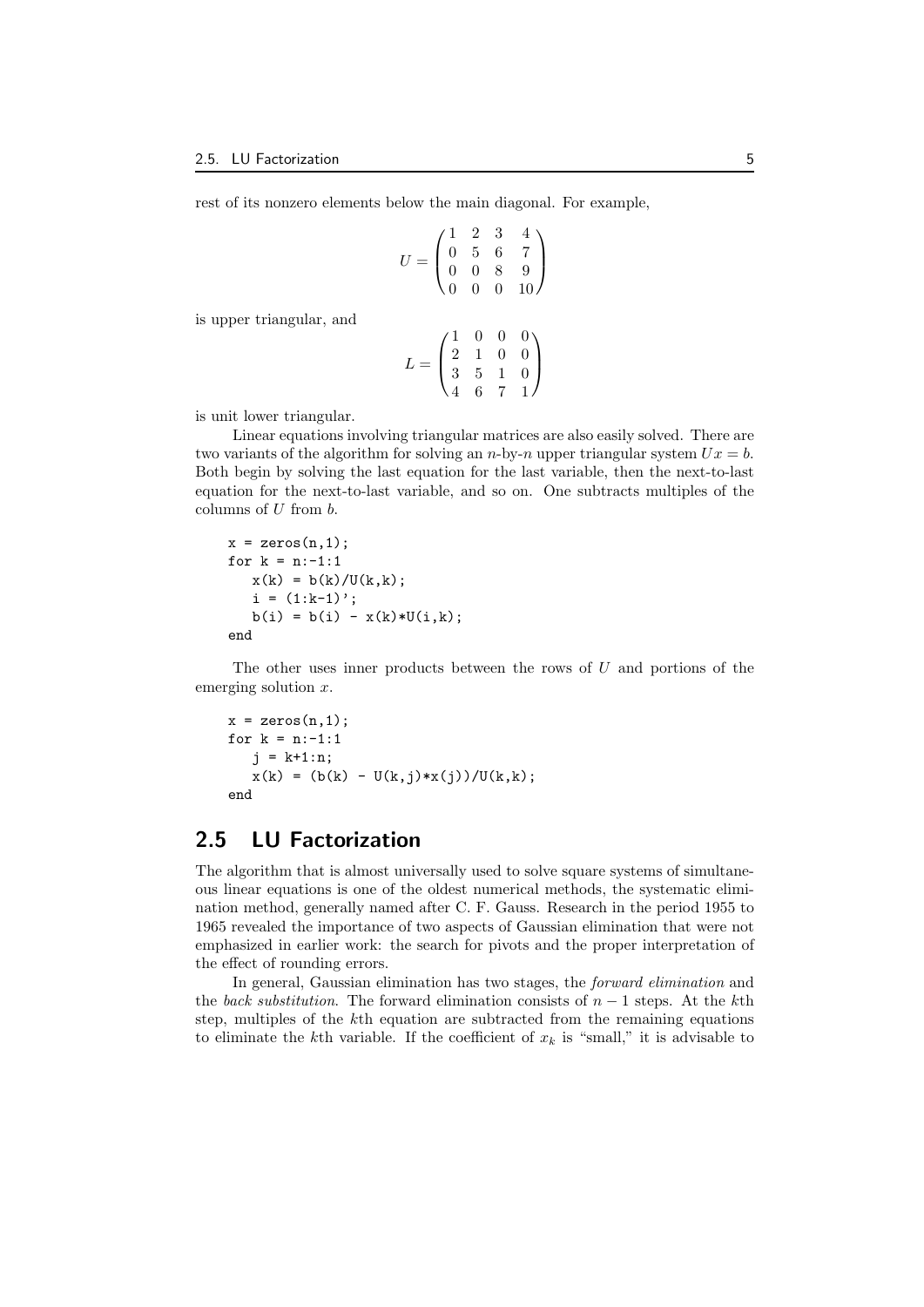rest of its nonzero elements below the main diagonal. For example,

$$U = \begin{pmatrix} 1 & 2 & 3 & 4 \\ 0 & 5 & 6 & 7 \\ 0 & 0 & 8 & 9 \\ 0 & 0 & 0 & 10 \end{pmatrix}$$

is upper triangular, and

$$L = \begin{pmatrix} 1 & 0 & 0 & 0 \\ 2 & 1 & 0 & 0 \\ 3 & 5 & 1 & 0 \\ 4 & 6 & 7 & 1 \end{pmatrix}$$

is unit lower triangular.

Linear equations involving triangular matrices are also easily solved. There are two variants of the algorithm for solving an $n$-by-$n$ upper triangular system $Ux = b$. Both begin by solving the last equation for the last variable, then the next-to-last equation for the next-to-last variable, and so on. One subtracts multiples of the columns of $U$ from $b$.

```
x = zeros(n,1);
for k = n:-1:1
   x(k) = b(k)/U(k,k);
   i = (1:k-1)';
   b(i) = b(i) - x(k)*U(i,k);
end
```

The other uses inner products between the rows of $U$ and portions of the emerging solution $x$.

```
x = zeros(n,1);
for k = n:-1:1
   j = k+1:n;
   x(k) = (b(k) - U(k,j)*x(j))/U(k,k);
end
```

## 2.5 LU Factorization

The algorithm that is almost universally used to solve square systems of simultaneous linear equations is one of the oldest numerical methods, the systematic elimination method, generally named after C. F. Gauss. Research in the period 1955 to 1965 revealed the importance of two aspects of Gaussian elimination that were not emphasized in earlier work: the search for pivots and the proper interpretation of the effect of rounding errors.

In general, Gaussian elimination has two stages, the *forward elimination* and the *back substitution*. The forward elimination consists of $n - 1$ steps. At the $k$th step, multiples of the $k$th equation are subtracted from the remaining equations to eliminate the $k$th variable. If the coefficient of $x_k$ is "small," it is advisable to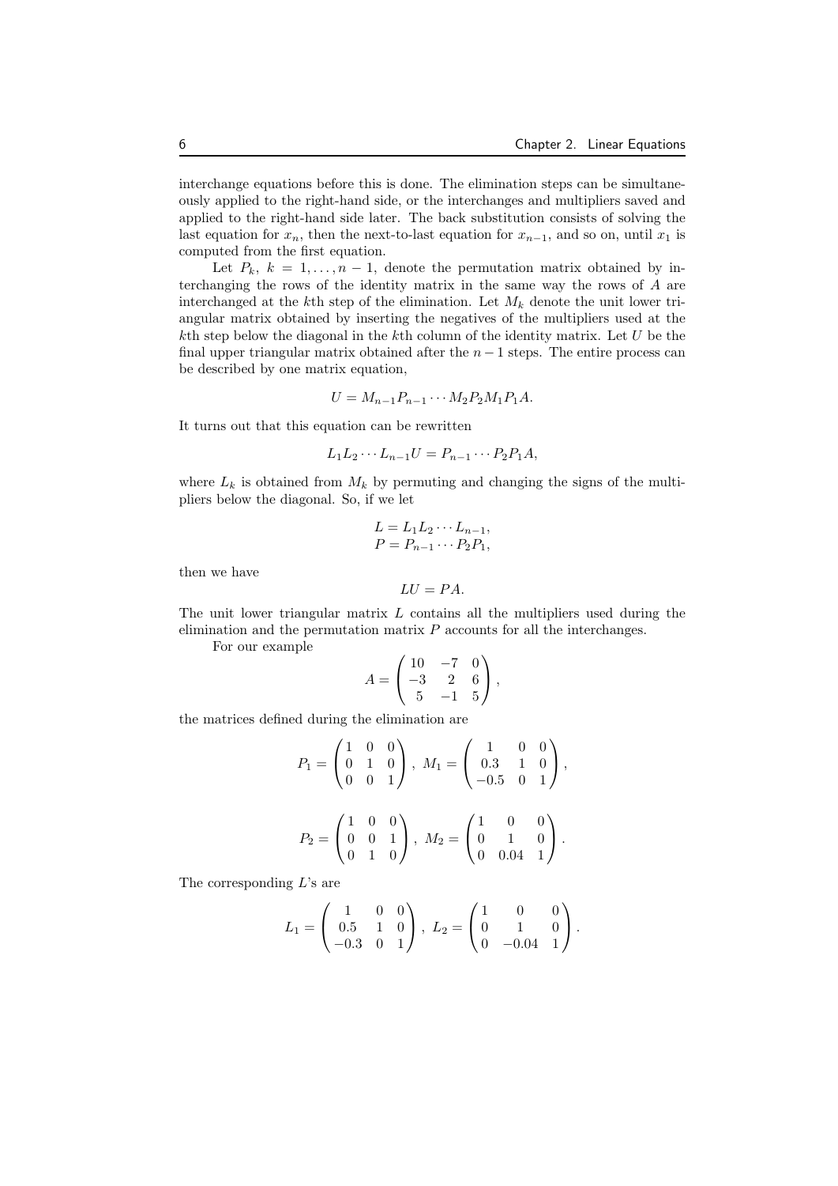interchange equations before this is done. The elimination steps can be simultaneously applied to the right-hand side, or the interchanges and multipliers saved and applied to the right-hand side later. The back substitution consists of solving the last equation for $x_n$, then the next-to-last equation for $x_{n-1}$, and so on, until $x_1$ is computed from the first equation.

Let $P_k$, $k = 1, \ldots, n-1$, denote the permutation matrix obtained by interchanging the rows of the identity matrix in the same way the rows of $A$ are interchanged at the $k$th step of the elimination. Let $M_k$ denote the unit lower triangular matrix obtained by inserting the negatives of the multipliers used at the $k$th step below the diagonal in the $k$th column of the identity matrix. Let $U$ be the final upper triangular matrix obtained after the $n-1$ steps. The entire process can be described by one matrix equation,

$$U = M_{n-1}P_{n-1}\cdots M_2P_2M_1P_1A.$$

It turns out that this equation can be rewritten

$$L_1L_2\cdots L_{n-1}U = P_{n-1}\cdots P_2P_1A,$$

where $L_k$ is obtained from $M_k$ by permuting and changing the signs of the multipliers below the diagonal. So, if we let

$$\begin{aligned} L &= L_1L_2\cdots L_{n-1}, \\ P &= P_{n-1}\cdots P_2P_1, \end{aligned}$$

then we have

$$LU = PA.$$

The unit lower triangular matrix $L$ contains all the multipliers used during the elimination and the permutation matrix $P$ accounts for all the interchanges.

For our example

$$A = \begin{pmatrix} 10 & -7 & 0 \\ -3 & 2 & 6 \\ 5 & -1 & 5 \end{pmatrix},$$

the matrices defined during the elimination are

$$P_1 = \begin{pmatrix} 1 & 0 & 0 \\ 0 & 1 & 0 \\ 0 & 0 & 1 \end{pmatrix},\ M_1 = \begin{pmatrix} 1 & 0 & 0 \\ 0.3 & 1 & 0 \\ -0.5 & 0 & 1 \end{pmatrix},$$

$$P_2 = \begin{pmatrix} 1 & 0 & 0 \\ 0 & 0 & 1 \\ 0 & 1 & 0 \end{pmatrix},\ M_2 = \begin{pmatrix} 1 & 0 & 0 \\ 0 & 1 & 0 \\ 0 & 0.04 & 1 \end{pmatrix}.$$

The corresponding $L$'s are

$$L_1 = \begin{pmatrix} 1 & 0 & 0 \\ 0.5 & 1 & 0 \\ -0.3 & 0 & 1 \end{pmatrix},\ L_2 = \begin{pmatrix} 1 & 0 & 0 \\ 0 & 1 & 0 \\ 0 & -0.04 & 1 \end{pmatrix}.$$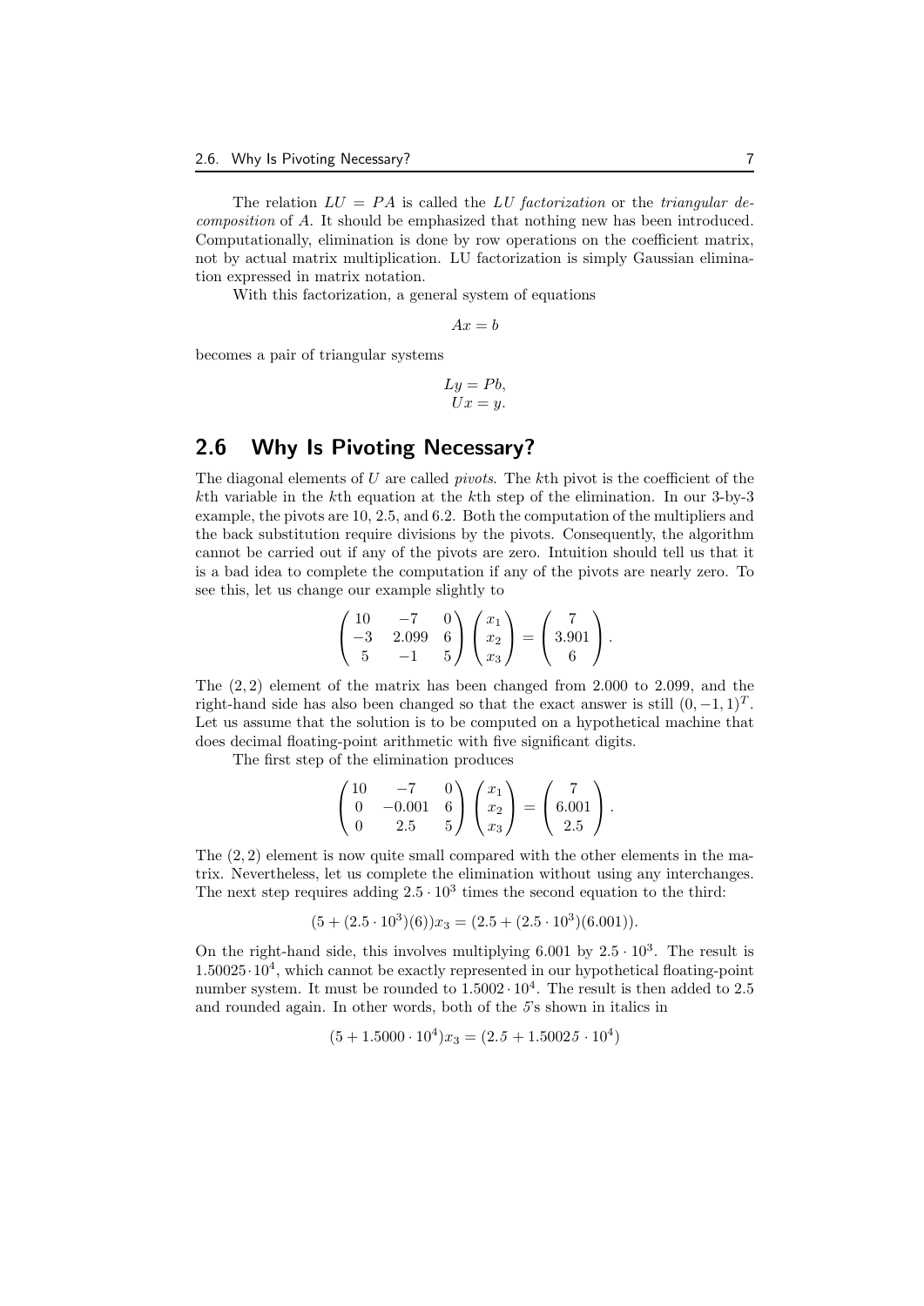The relation $LU = PA$ is called the *LU factorization* or the *triangular decomposition* of $A$. It should be emphasized that nothing new has been introduced. Computationally, elimination is done by row operations on the coefficient matrix, not by actual matrix multiplication. LU factorization is simply Gaussian elimination expressed in matrix notation.

With this factorization, a general system of equations

$$Ax = b$$

becomes a pair of triangular systems

$$\begin{aligned} Ly &= Pb, \\ Ux &= y. \end{aligned}$$

## 2.6 Why Is Pivoting Necessary?

The diagonal elements of $U$ are called *pivots*. The $k$th pivot is the coefficient of the $k$th variable in the $k$th equation at the $k$th step of the elimination. In our 3-by-3 example, the pivots are 10, 2.5, and 6.2. Both the computation of the multipliers and the back substitution require divisions by the pivots. Consequently, the algorithm cannot be carried out if any of the pivots are zero. Intuition should tell us that it is a bad idea to complete the computation if any of the pivots are nearly zero. To see this, let us change our example slightly to

$$\begin{pmatrix} 10 & -7 & 0 \\ -3 & 2.099 & 6 \\ 5 & -1 & 5 \end{pmatrix} \begin{pmatrix} x_1 \\ x_2 \\ x_3 \end{pmatrix} = \begin{pmatrix} 7 \\ 3.901 \\ 6 \end{pmatrix}.$$

The $(2, 2)$ element of the matrix has been changed from 2.000 to 2.099, and the right-hand side has also been changed so that the exact answer is still $(0, -1, 1)^T$. Let us assume that the solution is to be computed on a hypothetical machine that does decimal floating-point arithmetic with five significant digits.

The first step of the elimination produces

$$\begin{pmatrix} 10 & -7 & 0 \\ 0 & -0.001 & 6 \\ 0 & 2.5 & 5 \end{pmatrix} \begin{pmatrix} x_1 \\ x_2 \\ x_3 \end{pmatrix} = \begin{pmatrix} 7 \\ 6.001 \\ 2.5 \end{pmatrix}.$$

The $(2, 2)$ element is now quite small compared with the other elements in the matrix. Nevertheless, let us complete the elimination without using any interchanges. The next step requires adding $2.5 \cdot 10^3$ times the second equation to the third:

$$(5 + (2.5 \cdot 10^3)(6))x_3 = (2.5 + (2.5 \cdot 10^3)(6.001)).$$

On the right-hand side, this involves multiplying 6.001 by $2.5 \cdot 10^3$. The result is $1.50025 \cdot 10^4$, which cannot be exactly represented in our hypothetical floating-point number system. It must be rounded to $1.5002 \cdot 10^4$. The result is then added to 2.5 and rounded again. In other words, both of the *5*'s shown in italics in

$$(5 + 1.5000 \cdot 10^4)x_3 = (2.\mathit{5} + 1.5002\mathit{5} \cdot 10^4)$$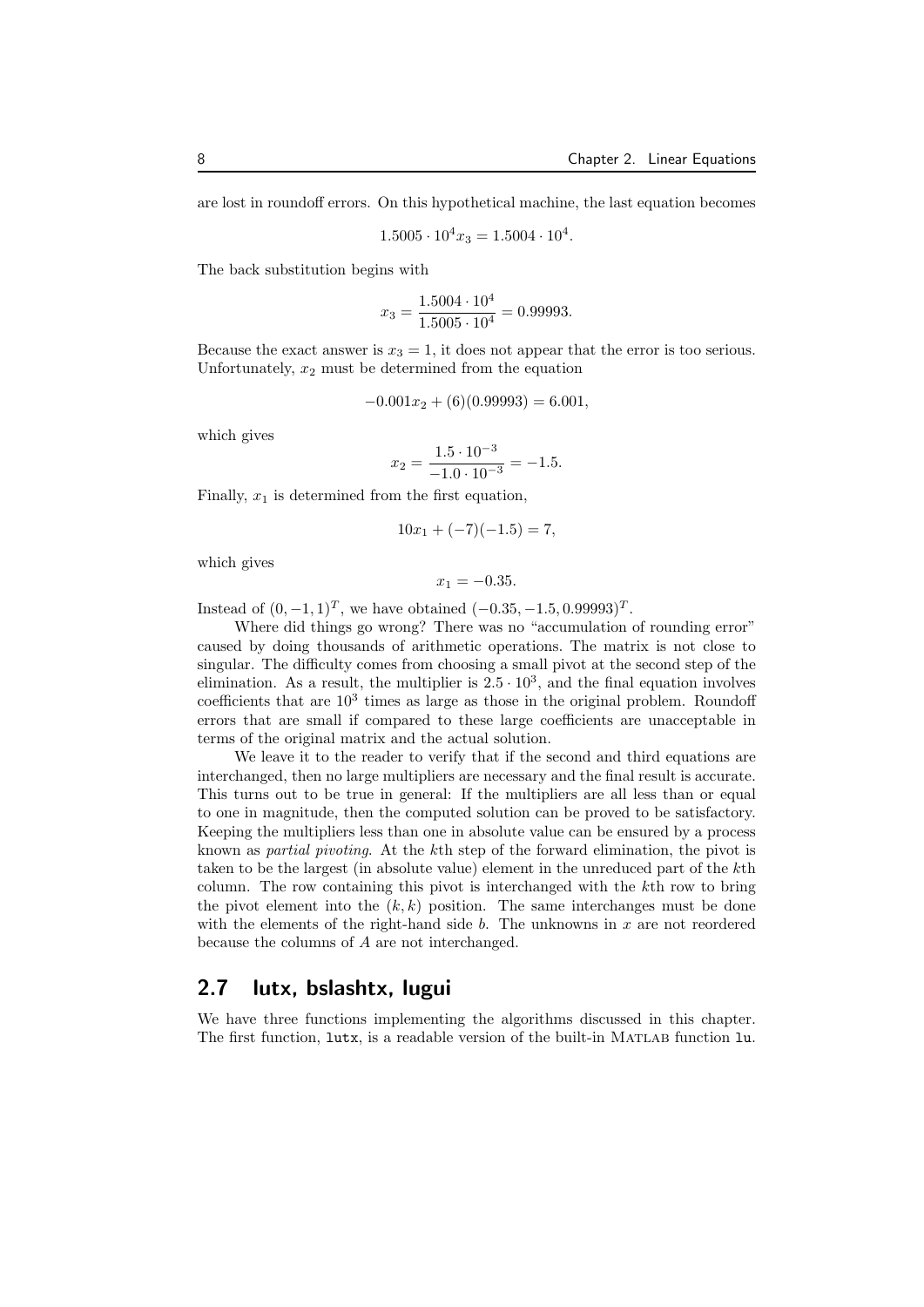are lost in roundoff errors. On this hypothetical machine, the last equation becomes

$$1.5005 \cdot 10^4 x_3 = 1.5004 \cdot 10^4.$$

The back substitution begins with

$$x_3 = \frac{1.5004 \cdot 10^4}{1.5005 \cdot 10^4} = 0.99993.$$

Because the exact answer is $x_3 = 1$, it does not appear that the error is too serious. Unfortunately, $x_2$ must be determined from the equation

$$-0.001 x_2 + (6)(0.99993) = 6.001,$$

which gives

$$x_2 = \frac{1.5 \cdot 10^{-3}}{-1.0 \cdot 10^{-3}} = -1.5.$$

Finally, $x_1$ is determined from the first equation,

$$10x_1 + (-7)(-1.5) = 7,$$

which gives

$$x_1 = -0.35.$$

Instead of $(0, -1, 1)^T$, we have obtained $(-0.35, -1.5, 0.99993)^T$.

Where did things go wrong? There was no "accumulation of rounding error" caused by doing thousands of arithmetic operations. The matrix is not close to singular. The difficulty comes from choosing a small pivot at the second step of the elimination. As a result, the multiplier is $2.5 \cdot 10^3$, and the final equation involves coefficients that are $10^3$ times as large as those in the original problem. Roundoff errors that are small if compared to these large coefficients are unacceptable in terms of the original matrix and the actual solution.

We leave it to the reader to verify that if the second and third equations are interchanged, then no large multipliers are necessary and the final result is accurate. This turns out to be true in general: If the multipliers are all less than or equal to one in magnitude, then the computed solution can be proved to be satisfactory. Keeping the multipliers less than one in absolute value can be ensured by a process known as *partial pivoting*. At the $k$th step of the forward elimination, the pivot is taken to be the largest (in absolute value) element in the unreduced part of the $k$th column. The row containing this pivot is interchanged with the $k$th row to bring the pivot element into the $(k, k)$ position. The same interchanges must be done with the elements of the right-hand side $b$. The unknowns in $x$ are not reordered because the columns of $A$ are not interchanged.

## 2.7 lutx, bslashtx, lugui

We have three functions implementing the algorithms discussed in this chapter. The first function, `lutx`, is a readable version of the built-in MATLAB function `lu`.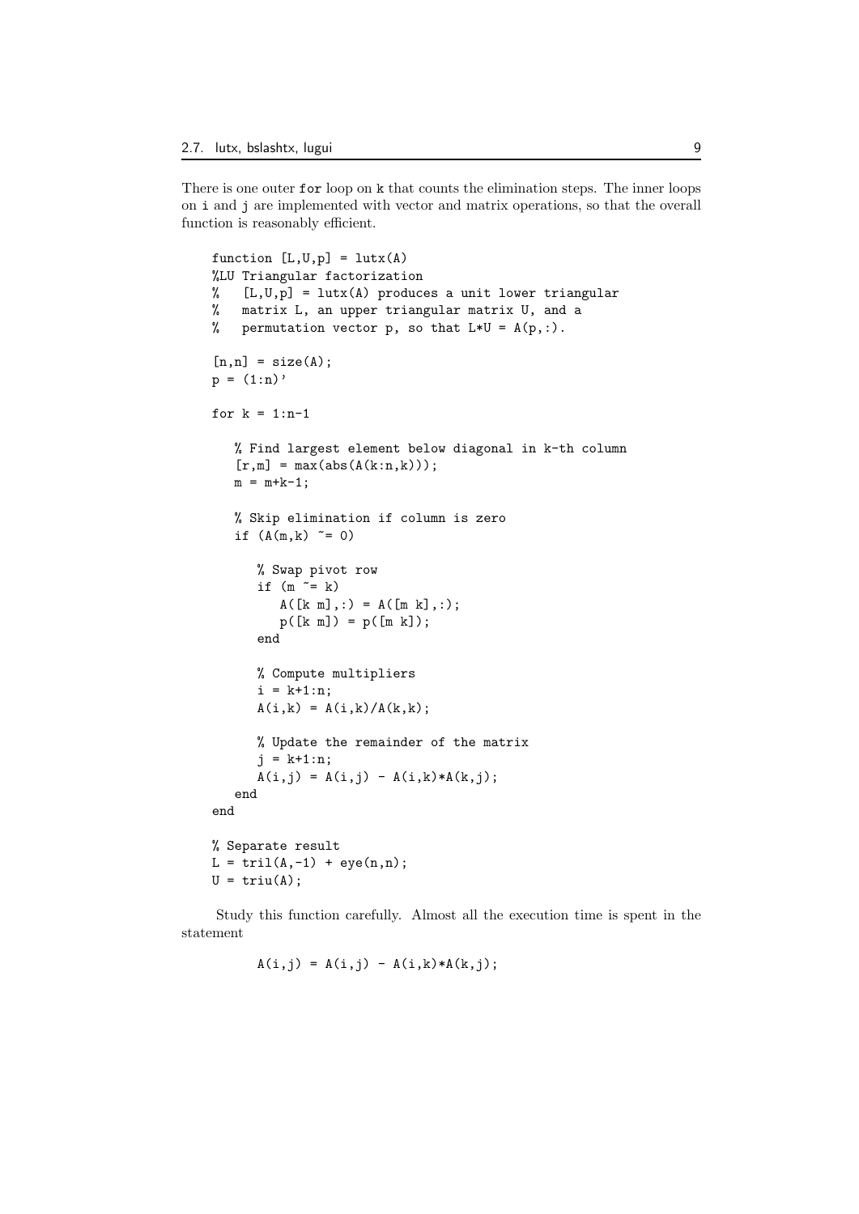There is one outer `for` loop on `k` that counts the elimination steps. The inner loops on `i` and `j` are implemented with vector and matrix operations, so that the overall function is reasonably efficient.

```
function [L,U,p] = lutx(A)
%LU Triangular factorization
%   [L,U,p] = lutx(A) produces a unit lower triangular
%   matrix L, an upper triangular matrix U, and a
%   permutation vector p, so that L*U = A(p,:).

[n,n] = size(A);
p = (1:n)'

for k = 1:n-1

   % Find largest element below diagonal in k-th column
   [r,m] = max(abs(A(k:n,k)));
   m = m+k-1;

   % Skip elimination if column is zero
   if (A(m,k) ~= 0)

      % Swap pivot row
      if (m ~= k)
         A([k m],:) = A([m k],:);
         p([k m]) = p([m k]);
      end

      % Compute multipliers
      i = k+1:n;
      A(i,k) = A(i,k)/A(k,k);

      % Update the remainder of the matrix
      j = k+1:n;
      A(i,j) = A(i,j) - A(i,k)*A(k,j);
   end
end

% Separate result
L = tril(A,-1) + eye(n,n);
U = triu(A);
```

Study this function carefully. Almost all the execution time is spent in the statement

```
A(i,j) = A(i,j) - A(i,k)*A(k,j);
```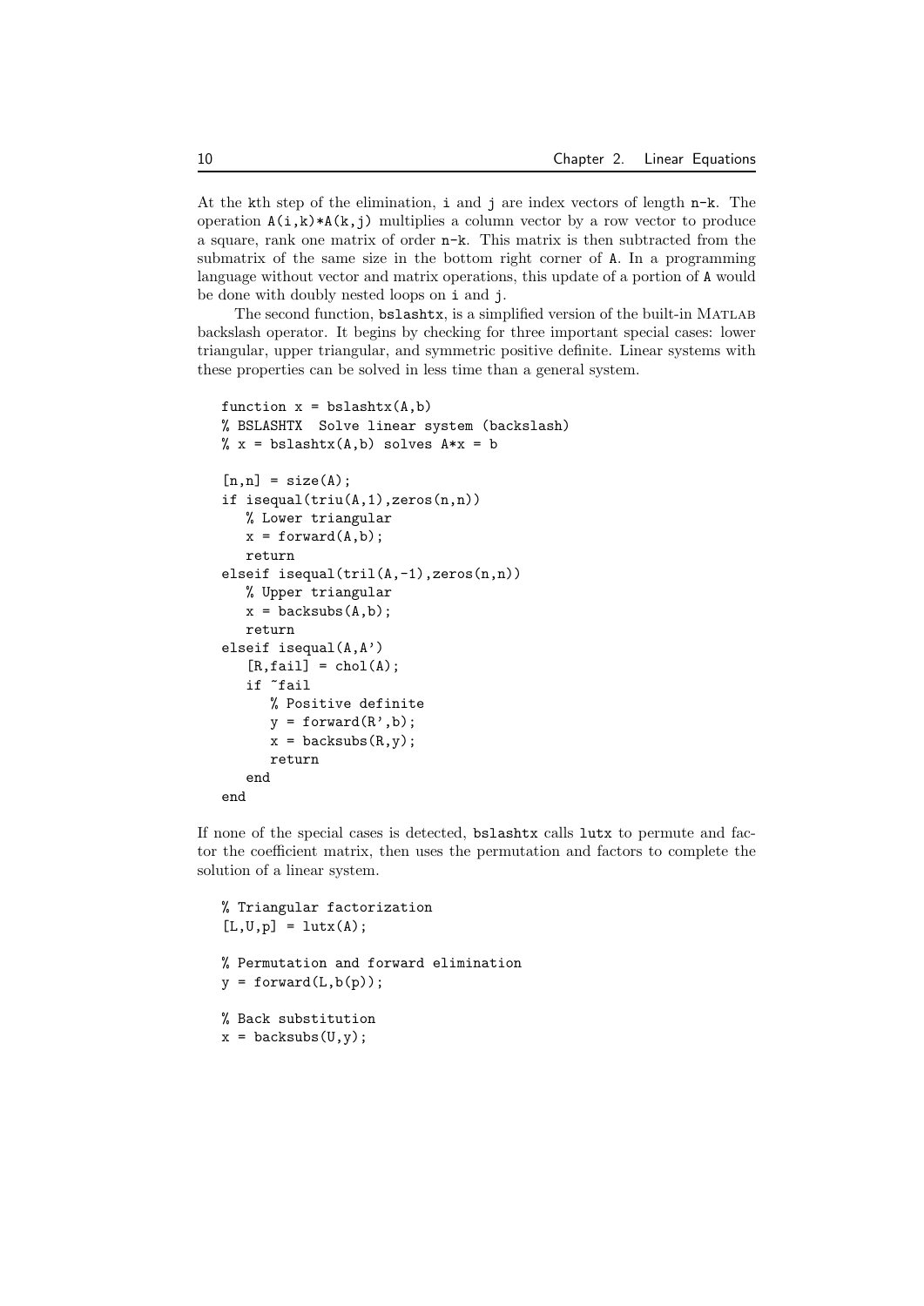At the `k`th step of the elimination, `i` and `j` are index vectors of length `n-k`. The operation `A(i,k)*A(k,j)` multiplies a column vector by a row vector to produce a square, rank one matrix of order `n-k`. This matrix is then subtracted from the submatrix of the same size in the bottom right corner of `A`. In a programming language without vector and matrix operations, this update of a portion of `A` would be done with doubly nested loops on `i` and `j`.

The second function, `bslashtx`, is a simplified version of the built-in MATLAB backslash operator. It begins by checking for three important special cases: lower triangular, upper triangular, and symmetric positive definite. Linear systems with these properties can be solved in less time than a general system.

```
function x = bslashtx(A,b)
% BSLASHTX  Solve linear system (backslash)
% x = bslashtx(A,b) solves A*x = b

[n,n] = size(A);
if isequal(triu(A,1),zeros(n,n))
   % Lower triangular
   x = forward(A,b);
   return
elseif isequal(tril(A,-1),zeros(n,n))
   % Upper triangular
   x = backsubs(A,b);
   return
elseif isequal(A,A')
   [R,fail] = chol(A);
   if ~fail
      % Positive definite
      y = forward(R',b);
      x = backsubs(R,y);
      return
   end
end
```

If none of the special cases is detected, `bslashtx` calls `lutx` to permute and factor the coefficient matrix, then uses the permutation and factors to complete the solution of a linear system.

```
% Triangular factorization
[L,U,p] = lutx(A);

% Permutation and forward elimination
y = forward(L,b(p));

% Back substitution
x = backsubs(U,y);
```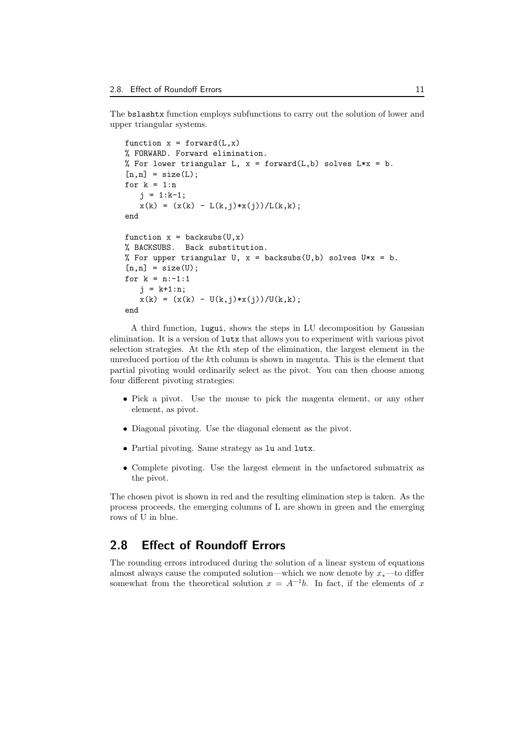The bslashtx function employs subfunctions to carry out the solution of lower and upper triangular systems.

```
function x = forward(L,x)
% FORWARD. Forward elimination.
% For lower triangular L, x = forward(L,b) solves L*x = b.
[n,n] = size(L);
for k = 1:n
   j = 1:k-1;
   x(k) = (x(k) - L(k,j)*x(j))/L(k,k);
end

function x = backsubs(U,x)
% BACKSUBS.  Back substitution.
% For upper triangular U, x = backsubs(U,b) solves U*x = b.
[n,n] = size(U);
for k = n:-1:1
   j = k+1:n;
   x(k) = (x(k) - U(k,j)*x(j))/U(k,k);
end
```

A third function, lugui, shows the steps in LU decomposition by Gaussian elimination. It is a version of lutx that allows you to experiment with various pivot selection strategies. At the $k$th step of the elimination, the largest element in the unreduced portion of the $k$th column is shown in magenta. This is the element that partial pivoting would ordinarily select as the pivot. You can then choose among four different pivoting strategies:

- Pick a pivot. Use the mouse to pick the magenta element, or any other element, as pivot.
- Diagonal pivoting. Use the diagonal element as the pivot.
- Partial pivoting. Same strategy as lu and lutx.
- Complete pivoting. Use the largest element in the unfactored submatrix as the pivot.

The chosen pivot is shown in red and the resulting elimination step is taken. As the process proceeds, the emerging columns of L are shown in green and the emerging rows of U in blue.

## 2.8 Effect of Roundoff Errors

The rounding errors introduced during the solution of a linear system of equations almost always cause the computed solution—which we now denote by $x_*$—to differ somewhat from the theoretical solution $x = A^{-1}b$. In fact, if the elements of $x$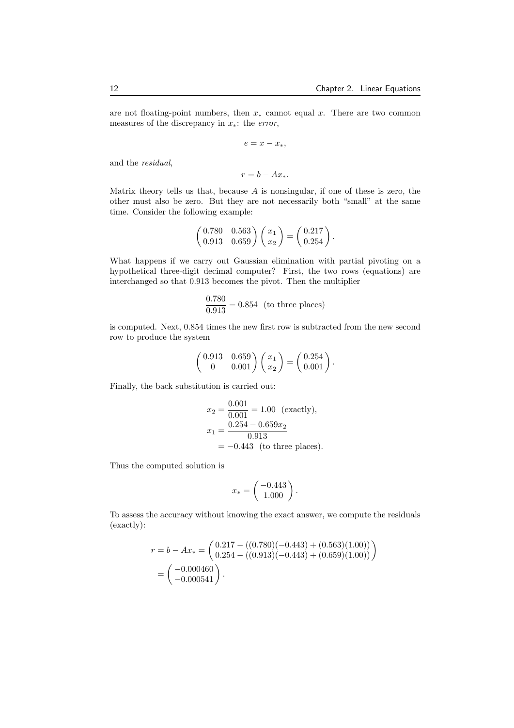are not floating-point numbers, then $x_*$ cannot equal $x$. There are two common measures of the discrepancy in $x_*$: the *error*,

$$e = x - x_*,$$

and the *residual*,

$$r = b - Ax_*.$$

Matrix theory tells us that, because $A$ is nonsingular, if one of these is zero, the other must also be zero. But they are not necessarily both "small" at the same time. Consider the following example:

$$\begin{pmatrix} 0.780 & 0.563 \\ 0.913 & 0.659 \end{pmatrix} \begin{pmatrix} x_1 \\ x_2 \end{pmatrix} = \begin{pmatrix} 0.217 \\ 0.254 \end{pmatrix}.$$

What happens if we carry out Gaussian elimination with partial pivoting on a hypothetical three-digit decimal computer? First, the two rows (equations) are interchanged so that 0.913 becomes the pivot. Then the multiplier

$$\frac{0.780}{0.913} = 0.854 \quad \text{(to three places)}$$

is computed. Next, 0.854 times the new first row is subtracted from the new second row to produce the system

$$\begin{pmatrix} 0.913 & 0.659 \\ 0 & 0.001 \end{pmatrix} \begin{pmatrix} x_1 \\ x_2 \end{pmatrix} = \begin{pmatrix} 0.254 \\ 0.001 \end{pmatrix}.$$

Finally, the back substitution is carried out:

$$\begin{aligned} x_2 &= \frac{0.001}{0.001} = 1.00 \quad \text{(exactly)}, \\ x_1 &= \frac{0.254 - 0.659x_2}{0.913} \\ &= -0.443 \quad \text{(to three places)}. \end{aligned}$$

Thus the computed solution is

$$x_* = \begin{pmatrix} -0.443 \\ 1.000 \end{pmatrix}.$$

To assess the accuracy without knowing the exact answer, we compute the residuals (exactly):

$$\begin{aligned} r = b - Ax_* &= \begin{pmatrix} 0.217 - ((0.780)(-0.443) + (0.563)(1.00)) \\ 0.254 - ((0.913)(-0.443) + (0.659)(1.00)) \end{pmatrix} \\ &= \begin{pmatrix} -0.000460 \\ -0.000541 \end{pmatrix}. \end{aligned}$$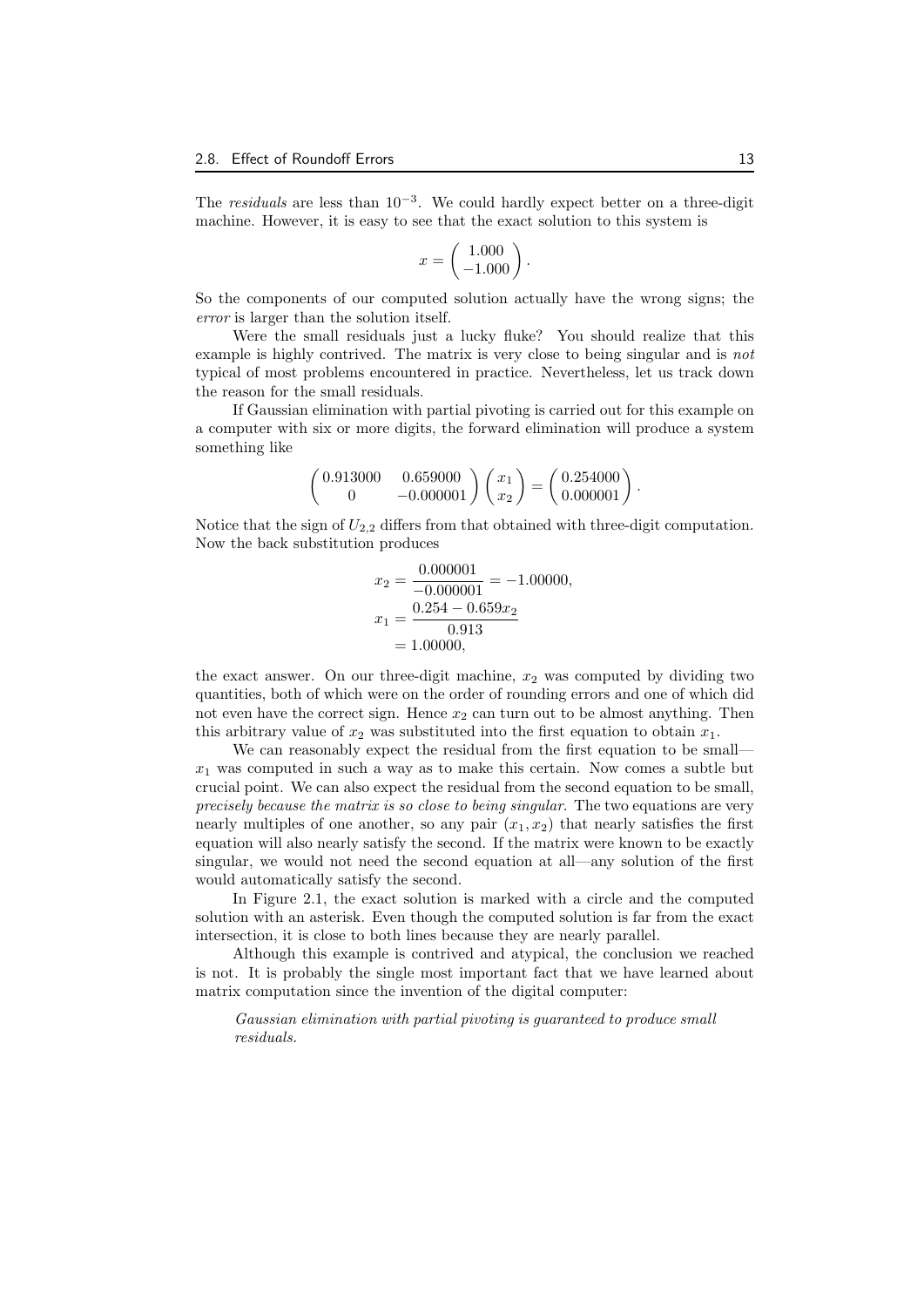The *residuals* are less than $10^{-3}$. We could hardly expect better on a three-digit machine. However, it is easy to see that the exact solution to this system is

$$x = \begin{pmatrix} 1.000 \\ -1.000 \end{pmatrix}.$$

So the components of our computed solution actually have the wrong signs; the *error* is larger than the solution itself.

Were the small residuals just a lucky fluke? You should realize that this example is highly contrived. The matrix is very close to being singular and is *not* typical of most problems encountered in practice. Nevertheless, let us track down the reason for the small residuals.

If Gaussian elimination with partial pivoting is carried out for this example on a computer with six or more digits, the forward elimination will produce a system something like

$$\begin{pmatrix} 0.913000 & 0.659000 \\ 0 & -0.000001 \end{pmatrix} \begin{pmatrix} x_1 \\ x_2 \end{pmatrix} = \begin{pmatrix} 0.254000 \\ 0.000001 \end{pmatrix}.$$

Notice that the sign of $U_{2,2}$ differs from that obtained with three-digit computation. Now the back substitution produces

$$\begin{aligned} x_2 &= \frac{0.000001}{-0.000001} = -1.00000, \\ x_1 &= \frac{0.254 - 0.659x_2}{0.913} \\ &= 1.00000, \end{aligned}$$

the exact answer. On our three-digit machine, $x_2$ was computed by dividing two quantities, both of which were on the order of rounding errors and one of which did not even have the correct sign. Hence $x_2$ can turn out to be almost anything. Then this arbitrary value of $x_2$ was substituted into the first equation to obtain $x_1$.

We can reasonably expect the residual from the first equation to be small—$x_1$ was computed in such a way as to make this certain. Now comes a subtle but crucial point. We can also expect the residual from the second equation to be small, *precisely because the matrix is so close to being singular*. The two equations are very nearly multiples of one another, so any pair $(x_1, x_2)$ that nearly satisfies the first equation will also nearly satisfy the second. If the matrix were known to be exactly singular, we would not need the second equation at all—any solution of the first would automatically satisfy the second.

In Figure 2.1, the exact solution is marked with a circle and the computed solution with an asterisk. Even though the computed solution is far from the exact intersection, it is close to both lines because they are nearly parallel.

Although this example is contrived and atypical, the conclusion we reached is not. It is probably the single most important fact that we have learned about matrix computation since the invention of the digital computer:

> *Gaussian elimination with partial pivoting is guaranteed to produce small residuals.*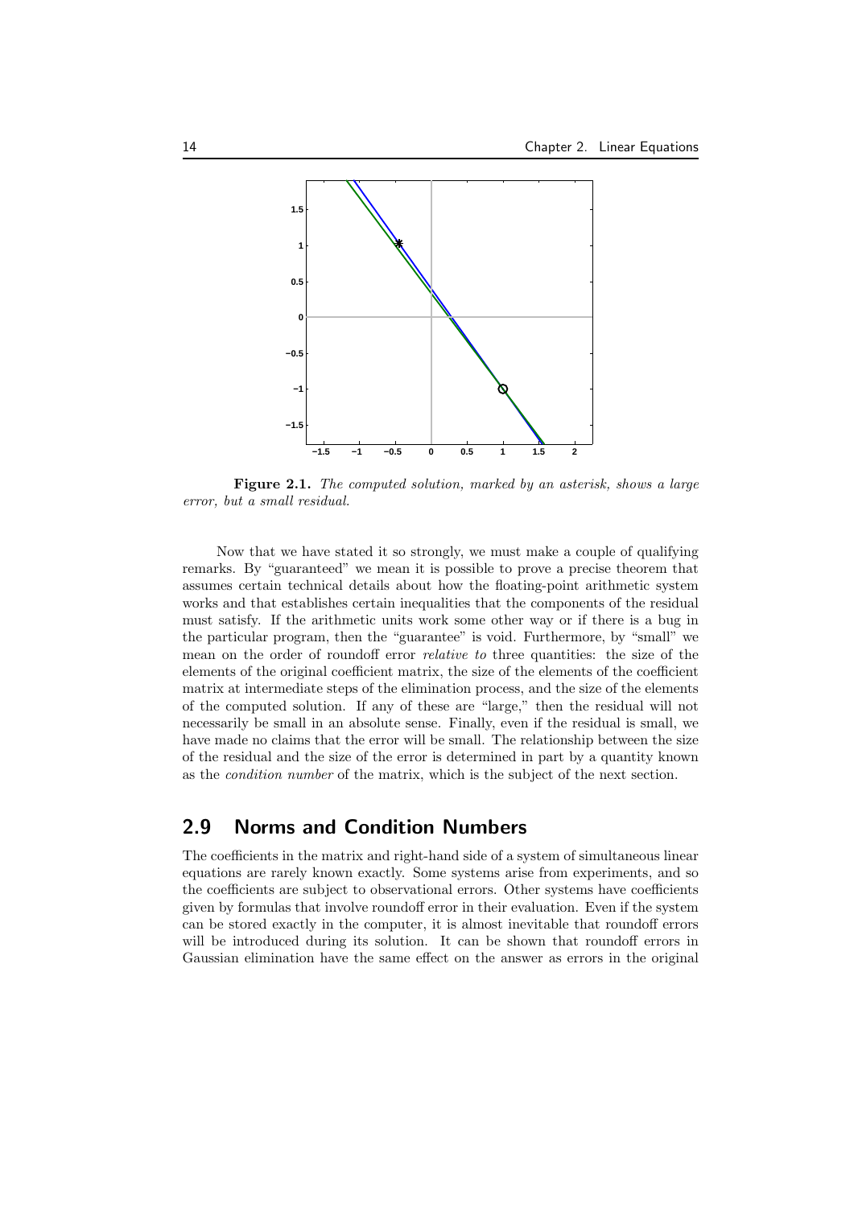**Figure 2.1.** *The computed solution, marked by an asterisk, shows a large error, but a small residual.*

Now that we have stated it so strongly, we must make a couple of qualifying remarks. By "guaranteed" we mean it is possible to prove a precise theorem that assumes certain technical details about how the floating-point arithmetic system works and that establishes certain inequalities that the components of the residual must satisfy. If the arithmetic units work some other way or if there is a bug in the particular program, then the "guarantee" is void. Furthermore, by "small" we mean on the order of roundoff error *relative to* three quantities: the size of the elements of the original coefficient matrix, the size of the elements of the coefficient matrix at intermediate steps of the elimination process, and the size of the elements of the computed solution. If any of these are "large," then the residual will not necessarily be small in an absolute sense. Finally, even if the residual is small, we have made no claims that the error will be small. The relationship between the size of the residual and the size of the error is determined in part by a quantity known as the *condition number* of the matrix, which is the subject of the next section.

## 2.9 Norms and Condition Numbers

The coefficients in the matrix and right-hand side of a system of simultaneous linear equations are rarely known exactly. Some systems arise from experiments, and so the coefficients are subject to observational errors. Other systems have coefficients given by formulas that involve roundoff error in their evaluation. Even if the system can be stored exactly in the computer, it is almost inevitable that roundoff errors will be introduced during its solution. It can be shown that roundoff errors in Gaussian elimination have the same effect on the answer as errors in the original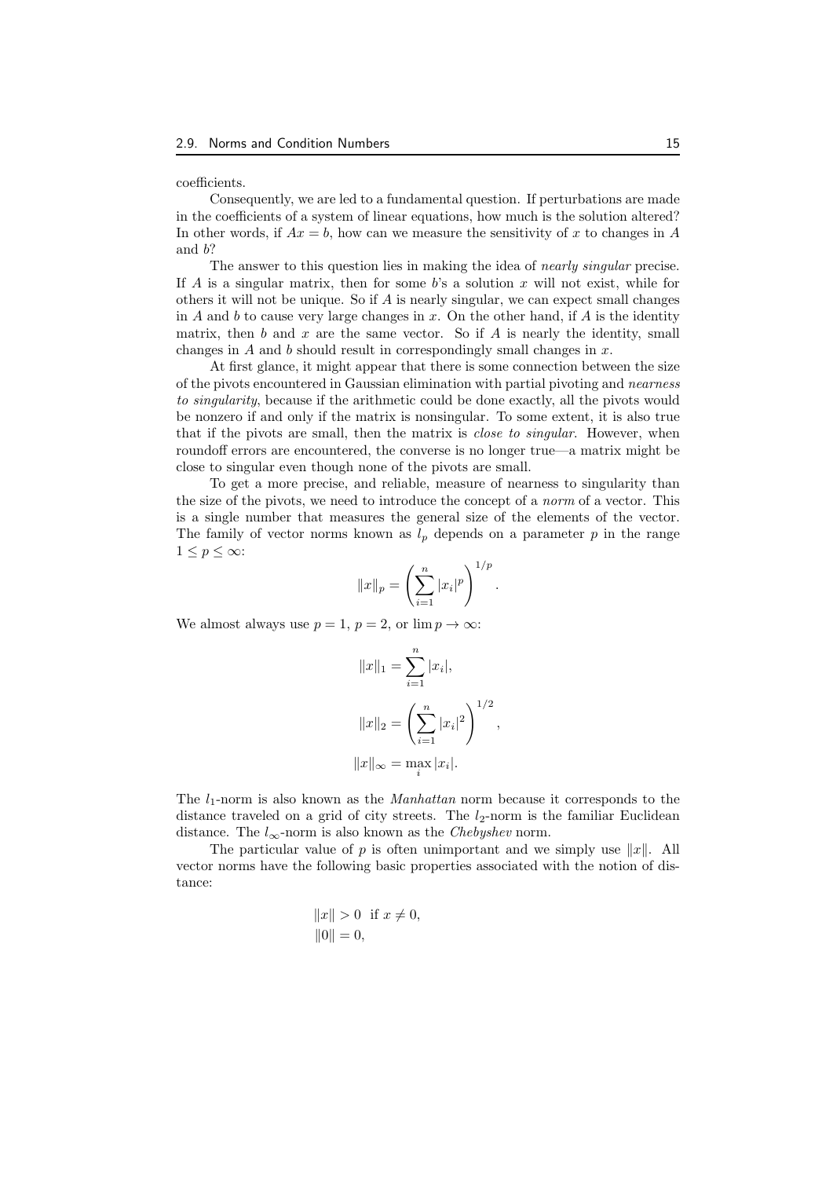coefficients.

Consequently, we are led to a fundamental question. If perturbations are made in the coefficients of a system of linear equations, how much is the solution altered? In other words, if $Ax = b$, how can we measure the sensitivity of $x$ to changes in $A$ and $b$?

The answer to this question lies in making the idea of *nearly singular* precise. If $A$ is a singular matrix, then for some $b$'s a solution $x$ will not exist, while for others it will not be unique. So if $A$ is nearly singular, we can expect small changes in $A$ and $b$ to cause very large changes in $x$. On the other hand, if $A$ is the identity matrix, then $b$ and $x$ are the same vector. So if $A$ is nearly the identity, small changes in $A$ and $b$ should result in correspondingly small changes in $x$.

At first glance, it might appear that there is some connection between the size of the pivots encountered in Gaussian elimination with partial pivoting and *nearness to singularity*, because if the arithmetic could be done exactly, all the pivots would be nonzero if and only if the matrix is nonsingular. To some extent, it is also true that if the pivots are small, then the matrix is *close to singular*. However, when roundoff errors are encountered, the converse is no longer true—a matrix might be close to singular even though none of the pivots are small.

To get a more precise, and reliable, measure of nearness to singularity than the size of the pivots, we need to introduce the concept of a *norm* of a vector. This is a single number that measures the general size of the elements of the vector. The family of vector norms known as $l_p$ depends on a parameter $p$ in the range $1 \le p \le \infty$:

$$\|x\|_p = \left( \sum_{i=1}^{n} |x_i|^p \right)^{1/p}.$$

We almost always use $p = 1$, $p = 2$, or $\lim p \to \infty$:

$$\|x\|_1 = \sum_{i=1}^{n} |x_i|,$$

$$\|x\|_2 = \left( \sum_{i=1}^{n} |x_i|^2 \right)^{1/2},$$

$$\|x\|_\infty = \max_i |x_i|.$$

The $l_1$-norm is also known as the *Manhattan* norm because it corresponds to the distance traveled on a grid of city streets. The $l_2$-norm is the familiar Euclidean distance. The $l_\infty$-norm is also known as the *Chebyshev* norm.

The particular value of $p$ is often unimportant and we simply use $\|x\|$. All vector norms have the following basic properties associated with the notion of distance:

$$\|x\| > 0 \text{ if } x \neq 0,$$
$$\|0\| = 0,$$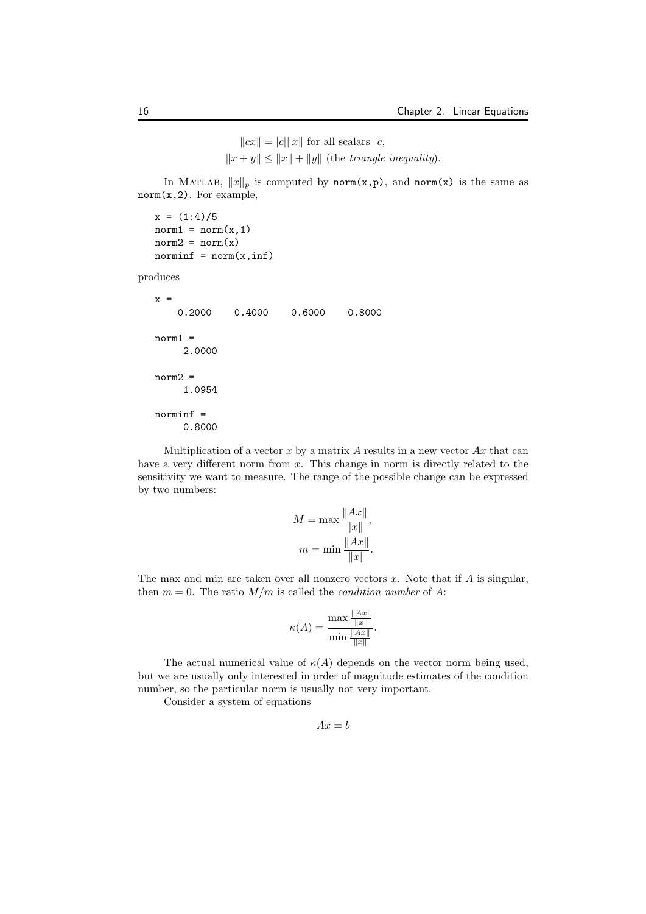$$\|cx\| = |c|\|x\| \text{ for all scalars } c,$$
$$\|x+y\| \le \|x\| + \|y\| \text{ (the } \textit{triangle inequality}\text{)}.$$

In MATLAB, $\|x\|_p$ is computed by `norm(x,p)`, and `norm(x)` is the same as `norm(x,2)`. For example,

```
x = (1:4)/5
norm1 = norm(x,1)
norm2 = norm(x)
norminf = norm(x,inf)
```

produces

```
x =
    0.2000    0.4000    0.6000    0.8000

norm1 =
     2.0000

norm2 =
     1.0954

norminf =
     0.8000
```

Multiplication of a vector $x$ by a matrix $A$ results in a new vector $Ax$ that can have a very different norm from $x$. This change in norm is directly related to the sensitivity we want to measure. The range of the possible change can be expressed by two numbers:

$$M = \max \frac{\|Ax\|}{\|x\|},$$
$$m = \min \frac{\|Ax\|}{\|x\|}.$$

The max and min are taken over all nonzero vectors $x$. Note that if $A$ is singular, then $m = 0$. The ratio $M/m$ is called the *condition number* of $A$:

$$\kappa(A) = \frac{\max \frac{\|Ax\|}{\|x\|}}{\min \frac{\|Ax\|}{\|x\|}}.$$

The actual numerical value of $\kappa(A)$ depends on the vector norm being used, but we are usually only interested in order of magnitude estimates of the condition number, so the particular norm is usually not very important.

Consider a system of equations

$$Ax = b$$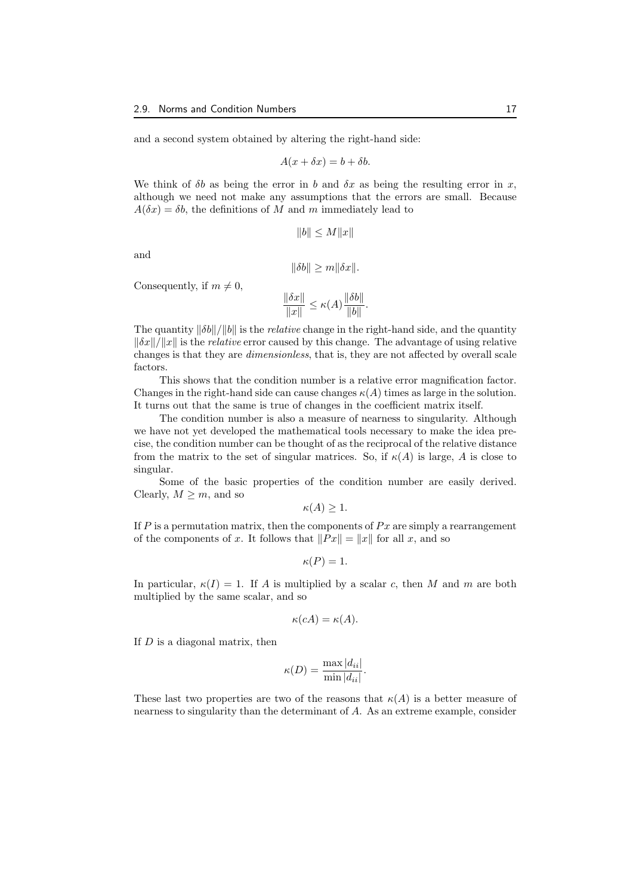and a second system obtained by altering the right-hand side:

$$A(x + \delta x) = b + \delta b.$$

We think of $\delta b$ as being the error in $b$ and $\delta x$ as being the resulting error in $x$, although we need not make any assumptions that the errors are small. Because $A(\delta x) = \delta b$, the definitions of $M$ and $m$ immediately lead to

$$\|b\| \leq M\|x\|$$

and

$$\|\delta b\| \geq m\|\delta x\|.$$

Consequently, if $m \neq 0$,

$$\frac{\|\delta x\|}{\|x\|} \leq \kappa(A)\frac{\|\delta b\|}{\|b\|}.$$

The quantity $\|\delta b\|/\|b\|$ is the *relative* change in the right-hand side, and the quantity $\|\delta x\|/\|x\|$ is the *relative* error caused by this change. The advantage of using relative changes is that they are *dimensionless*, that is, they are not affected by overall scale factors.

This shows that the condition number is a relative error magnification factor. Changes in the right-hand side can cause changes $\kappa(A)$ times as large in the solution. It turns out that the same is true of changes in the coefficient matrix itself.

The condition number is also a measure of nearness to singularity. Although we have not yet developed the mathematical tools necessary to make the idea precise, the condition number can be thought of as the reciprocal of the relative distance from the matrix to the set of singular matrices. So, if $\kappa(A)$ is large, $A$ is close to singular.

Some of the basic properties of the condition number are easily derived. Clearly, $M \geq m$, and so

$$\kappa(A) \geq 1.$$

If $P$ is a permutation matrix, then the components of $Px$ are simply a rearrangement of the components of $x$. It follows that $\|Px\| = \|x\|$ for all $x$, and so

$$\kappa(P) = 1.$$

In particular, $\kappa(I) = 1$. If $A$ is multiplied by a scalar $c$, then $M$ and $m$ are both multiplied by the same scalar, and so

$$\kappa(cA) = \kappa(A).$$

If $D$ is a diagonal matrix, then

$$\kappa(D) = \frac{\max|d_{ii}|}{\min|d_{ii}|}.$$

These last two properties are two of the reasons that $\kappa(A)$ is a better measure of nearness to singularity than the determinant of $A$. As an extreme example, consider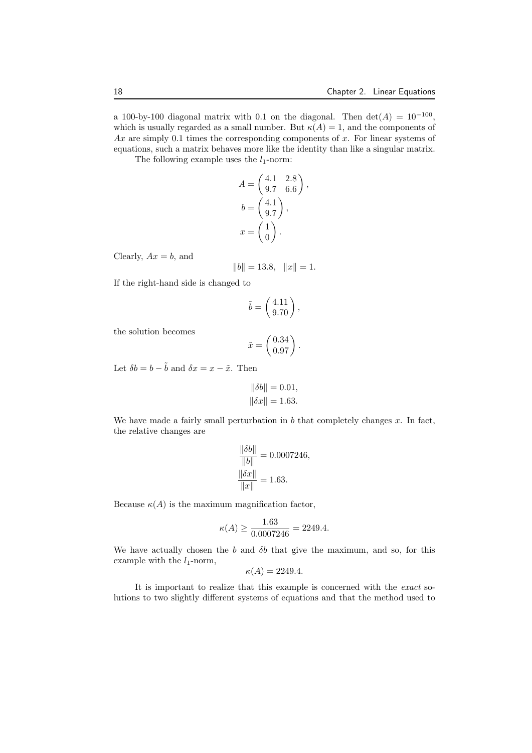a 100-by-100 diagonal matrix with 0.1 on the diagonal. Then $\det(A) = 10^{-100}$, which is usually regarded as a small number. But $\kappa(A) = 1$, and the components of $Ax$ are simply 0.1 times the corresponding components of $x$. For linear systems of equations, such a matrix behaves more like the identity than like a singular matrix.

The following example uses the $l_1$-norm:

$$A = \begin{pmatrix} 4.1 & 2.8 \\ 9.7 & 6.6 \end{pmatrix},$$

$$b = \begin{pmatrix} 4.1 \\ 9.7 \end{pmatrix},$$

$$x = \begin{pmatrix} 1 \\ 0 \end{pmatrix}.$$

Clearly, $Ax = b$, and

$$\|b\| = 13.8, \quad \|x\| = 1.$$

If the right-hand side is changed to

$$\tilde{b} = \begin{pmatrix} 4.11 \\ 9.70 \end{pmatrix},$$

the solution becomes

$$\tilde{x} = \begin{pmatrix} 0.34 \\ 0.97 \end{pmatrix}.$$

Let $\delta b = b - \tilde{b}$ and $\delta x = x - \tilde{x}$. Then

$$\|\delta b\| = 0.01,$$
$$\|\delta x\| = 1.63.$$

We have made a fairly small perturbation in $b$ that completely changes $x$. In fact, the relative changes are

$$\frac{\|\delta b\|}{\|b\|} = 0.0007246,$$
$$\frac{\|\delta x\|}{\|x\|} = 1.63.$$

Because $\kappa(A)$ is the maximum magnification factor,

$$\kappa(A) \geq \frac{1.63}{0.0007246} = 2249.4.$$

We have actually chosen the $b$ and $\delta b$ that give the maximum, and so, for this example with the $l_1$-norm,

$$\kappa(A) = 2249.4.$$

It is important to realize that this example is concerned with the *exact* solutions to two slightly different systems of equations and that the method used to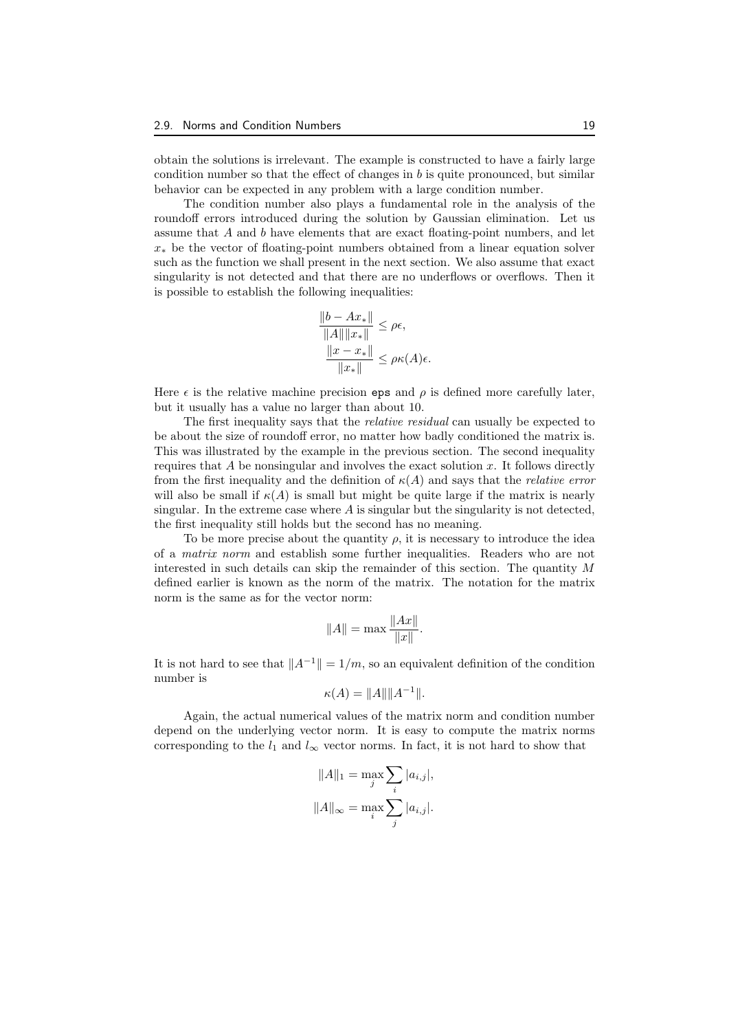obtain the solutions is irrelevant. The example is constructed to have a fairly large condition number so that the effect of changes in $b$ is quite pronounced, but similar behavior can be expected in any problem with a large condition number.

The condition number also plays a fundamental role in the analysis of the roundoff errors introduced during the solution by Gaussian elimination. Let us assume that $A$ and $b$ have elements that are exact floating-point numbers, and let $x_*$ be the vector of floating-point numbers obtained from a linear equation solver such as the function we shall present in the next section. We also assume that exact singularity is not detected and that there are no underflows or overflows. Then it is possible to establish the following inequalities:

$$\frac{\|b - Ax_*\|}{\|A\|\|x_*\|} \leq \rho\epsilon,$$
$$\frac{\|x - x_*\|}{\|x_*\|} \leq \rho\kappa(A)\epsilon.$$

Here $\epsilon$ is the relative machine precision `eps` and $\rho$ is defined more carefully later, but it usually has a value no larger than about 10.

The first inequality says that the *relative residual* can usually be expected to be about the size of roundoff error, no matter how badly conditioned the matrix is. This was illustrated by the example in the previous section. The second inequality requires that $A$ be nonsingular and involves the exact solution $x$. It follows directly from the first inequality and the definition of $\kappa(A)$ and says that the *relative error* will also be small if $\kappa(A)$ is small but might be quite large if the matrix is nearly singular. In the extreme case where $A$ is singular but the singularity is not detected, the first inequality still holds but the second has no meaning.

To be more precise about the quantity $\rho$, it is necessary to introduce the idea of a *matrix norm* and establish some further inequalities. Readers who are not interested in such details can skip the remainder of this section. The quantity $M$ defined earlier is known as the norm of the matrix. The notation for the matrix norm is the same as for the vector norm:

$$\|A\| = \max \frac{\|Ax\|}{\|x\|}.$$

It is not hard to see that $\|A^{-1}\| = 1/m$, so an equivalent definition of the condition number is

$$\kappa(A) = \|A\|\|A^{-1}\|.$$

Again, the actual numerical values of the matrix norm and condition number depend on the underlying vector norm. It is easy to compute the matrix norms corresponding to the $l_1$ and $l_\infty$ vector norms. In fact, it is not hard to show that

$$\|A\|_1 = \max_j \sum_i |a_{i,j}|,$$
$$\|A\|_\infty = \max_i \sum_j |a_{i,j}|.$$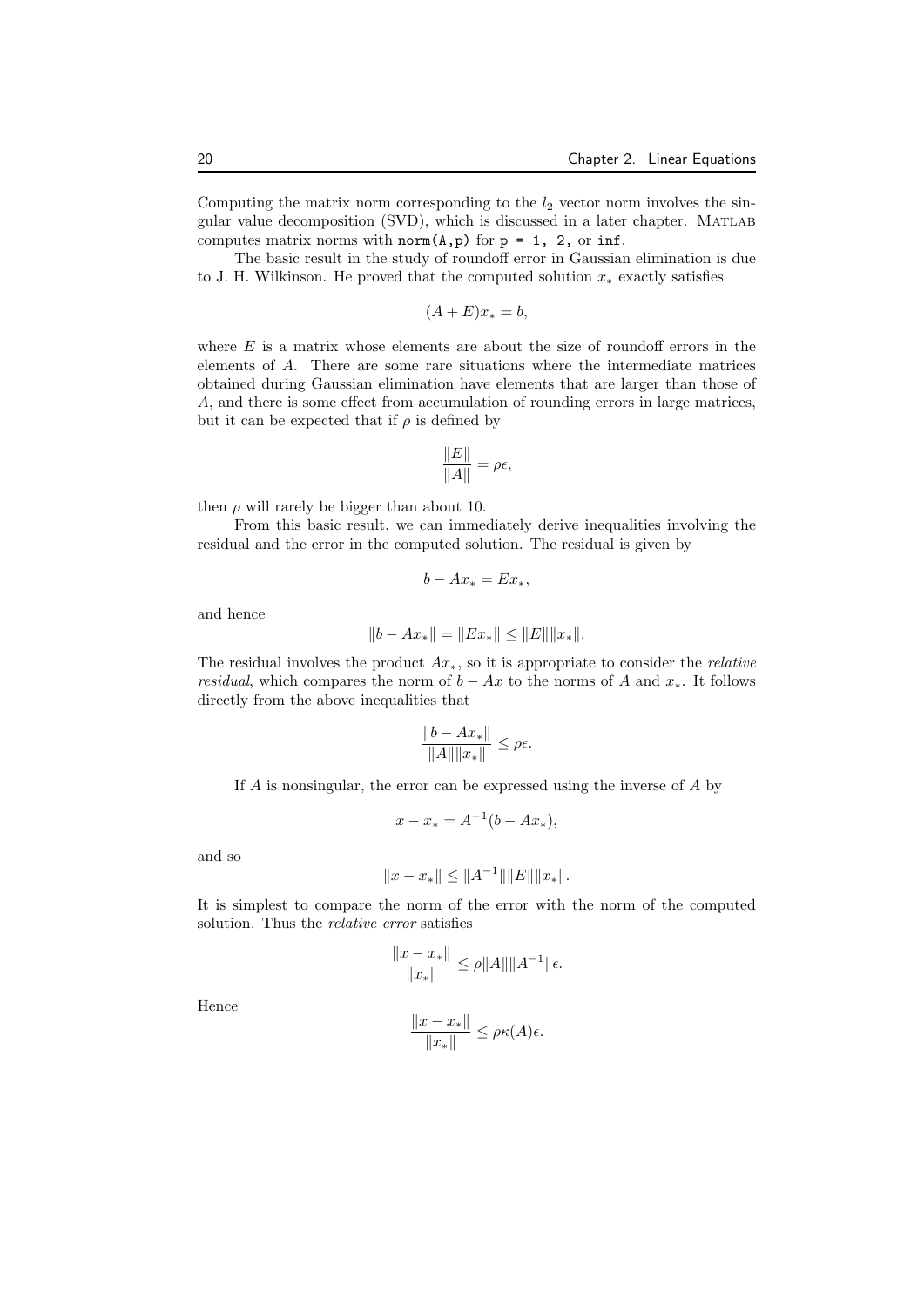Computing the matrix norm corresponding to the $l_2$ vector norm involves the singular value decomposition (SVD), which is discussed in a later chapter. MATLAB computes matrix norms with `norm(A,p)` for `p = 1, 2,` or `inf`.

The basic result in the study of roundoff error in Gaussian elimination is due to J. H. Wilkinson. He proved that the computed solution $x_*$ exactly satisfies

$$(A + E)x_* = b,$$

where $E$ is a matrix whose elements are about the size of roundoff errors in the elements of $A$. There are some rare situations where the intermediate matrices obtained during Gaussian elimination have elements that are larger than those of $A$, and there is some effect from accumulation of rounding errors in large matrices, but it can be expected that if $\rho$ is defined by

$$\frac{\|E\|}{\|A\|} = \rho\epsilon,$$

then $\rho$ will rarely be bigger than about 10.

From this basic result, we can immediately derive inequalities involving the residual and the error in the computed solution. The residual is given by

$$b - Ax_* = Ex_*,$$

and hence

$$\|b - Ax_*\| = \|Ex_*\| \leq \|E\|\|x_*\|.$$

The residual involves the product $Ax_*$, so it is appropriate to consider the *relative residual*, which compares the norm of $b - Ax$ to the norms of $A$ and $x_*$. It follows directly from the above inequalities that

$$\frac{\|b - Ax_*\|}{\|A\|\|x_*\|} \leq \rho\epsilon.$$

If $A$ is nonsingular, the error can be expressed using the inverse of $A$ by

$$x - x_* = A^{-1}(b - Ax_*),$$

and so

$$\|x - x_*\| \leq \|A^{-1}\|\|E\|\|x_*\|.$$

It is simplest to compare the norm of the error with the norm of the computed solution. Thus the *relative error* satisfies

$$\frac{\|x - x_*\|}{\|x_*\|} \leq \rho\|A\|\|A^{-1}\|\epsilon.$$

Hence

$$\frac{\|x - x_*\|}{\|x_*\|} \leq \rho\kappa(A)\epsilon.$$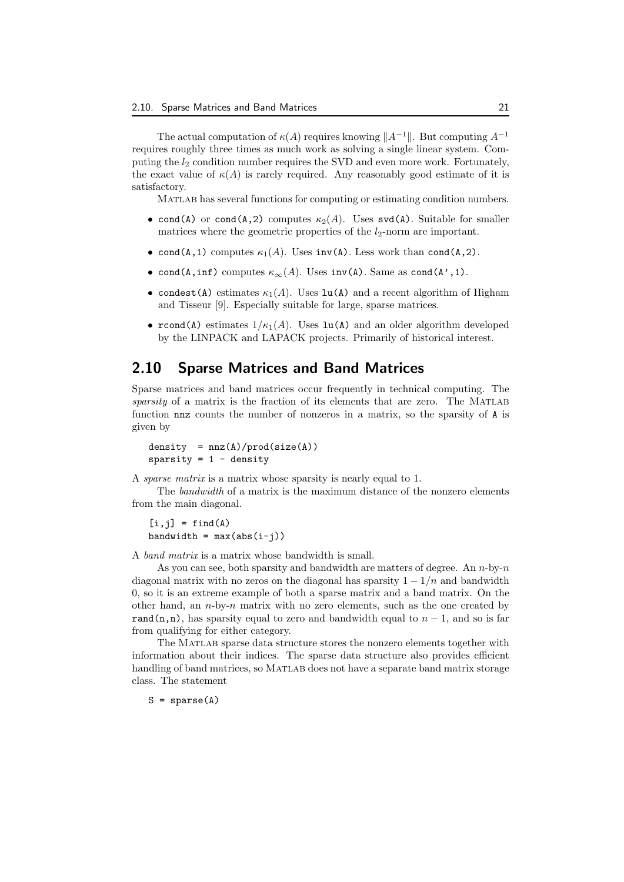The actual computation of $\kappa(A)$ requires knowing $\|A^{-1}\|$. But computing $A^{-1}$ requires roughly three times as much work as solving a single linear system. Computing the $l_2$ condition number requires the SVD and even more work. Fortunately, the exact value of $\kappa(A)$ is rarely required. Any reasonably good estimate of it is satisfactory.

MATLAB has several functions for computing or estimating condition numbers.

- `cond(A)` or `cond(A,2)` computes $\kappa_2(A)$. Uses `svd(A)`. Suitable for smaller matrices where the geometric properties of the $l_2$-norm are important.
- `cond(A,1)` computes $\kappa_1(A)$. Uses `inv(A)`. Less work than `cond(A,2)`.
- `cond(A,inf)` computes $\kappa_\infty(A)$. Uses `inv(A)`. Same as `cond(A',1)`.
- `condest(A)` estimates $\kappa_1(A)$. Uses `lu(A)` and a recent algorithm of Higham and Tisseur [9]. Especially suitable for large, sparse matrices.
- `rcond(A)` estimates $1/\kappa_1(A)$. Uses `lu(A)` and an older algorithm developed by the LINPACK and LAPACK projects. Primarily of historical interest.

## 2.10 Sparse Matrices and Band Matrices

Sparse matrices and band matrices occur frequently in technical computing. The *sparsity* of a matrix is the fraction of its elements that are zero. The MATLAB function `nnz` counts the number of nonzeros in a matrix, so the sparsity of `A` is given by

```
density  = nnz(A)/prod(size(A))
sparsity = 1 - density
```

A *sparse matrix* is a matrix whose sparsity is nearly equal to 1.

The *bandwidth* of a matrix is the maximum distance of the nonzero elements from the main diagonal.

```
[i,j] = find(A)
bandwidth = max(abs(i-j))
```

A *band matrix* is a matrix whose bandwidth is small.

As you can see, both sparsity and bandwidth are matters of degree. An $n$-by-$n$ diagonal matrix with no zeros on the diagonal has sparsity $1 - 1/n$ and bandwidth 0, so it is an extreme example of both a sparse matrix and a band matrix. On the other hand, an $n$-by-$n$ matrix with no zero elements, such as the one created by `rand(n,n)`, has sparsity equal to zero and bandwidth equal to $n - 1$, and so is far from qualifying for either category.

The MATLAB sparse data structure stores the nonzero elements together with information about their indices. The sparse data structure also provides efficient handling of band matrices, so MATLAB does not have a separate band matrix storage class. The statement

```
S = sparse(A)
```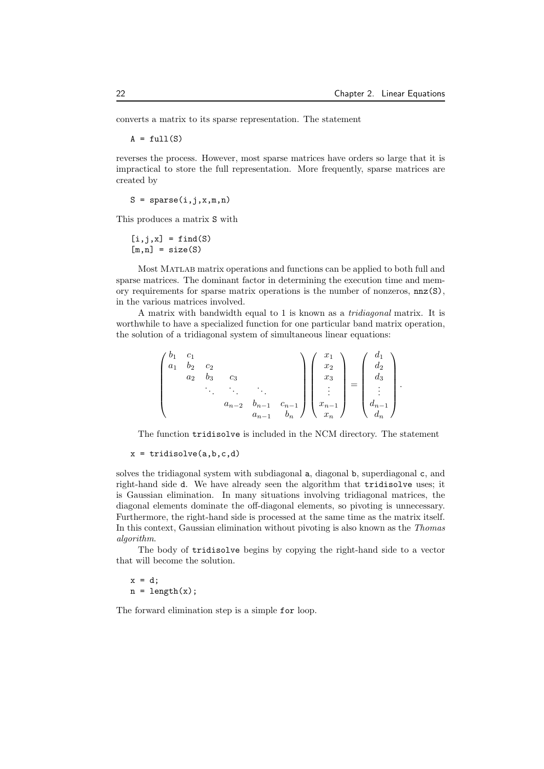converts a matrix to its sparse representation. The statement

```
A = full(S)
```

reverses the process. However, most sparse matrices have orders so large that it is impractical to store the full representation. More frequently, sparse matrices are created by

```
S = sparse(i,j,x,m,n)
```

This produces a matrix `S` with

```
[i,j,x] = find(S)
[m,n] = size(S)
```

Most MATLAB matrix operations and functions can be applied to both full and sparse matrices. The dominant factor in determining the execution time and memory requirements for sparse matrix operations is the number of nonzeros, `nnz(S)`, in the various matrices involved.

A matrix with bandwidth equal to 1 is known as a *tridiagonal* matrix. It is worthwhile to have a specialized function for one particular band matrix operation, the solution of a tridiagonal system of simultaneous linear equations:

$$\begin{pmatrix} b_1 & c_1 & & & & \\ a_1 & b_2 & c_2 & & & \\ & a_2 & b_3 & c_3 & & \\ & & \ddots & \ddots & \ddots & \\ & & & a_{n-2} & b_{n-1} & c_{n-1} \\ & & & & a_{n-1} & b_n \end{pmatrix} \begin{pmatrix} x_1 \\ x_2 \\ x_3 \\ \vdots \\ x_{n-1} \\ x_n \end{pmatrix} = \begin{pmatrix} d_1 \\ d_2 \\ d_3 \\ \vdots \\ d_{n-1} \\ d_n \end{pmatrix}.$$

The function `tridisolve` is included in the NCM directory. The statement

```
x = tridisolve(a,b,c,d)
```

solves the tridiagonal system with subdiagonal `a`, diagonal `b`, superdiagonal `c`, and right-hand side `d`. We have already seen the algorithm that `tridisolve` uses; it is Gaussian elimination. In many situations involving tridiagonal matrices, the diagonal elements dominate the off-diagonal elements, so pivoting is unnecessary. Furthermore, the right-hand side is processed at the same time as the matrix itself. In this context, Gaussian elimination without pivoting is also known as the *Thomas algorithm*.

The body of `tridisolve` begins by copying the right-hand side to a vector that will become the solution.

```
x = d;
n = length(x);
```

The forward elimination step is a simple `for` loop.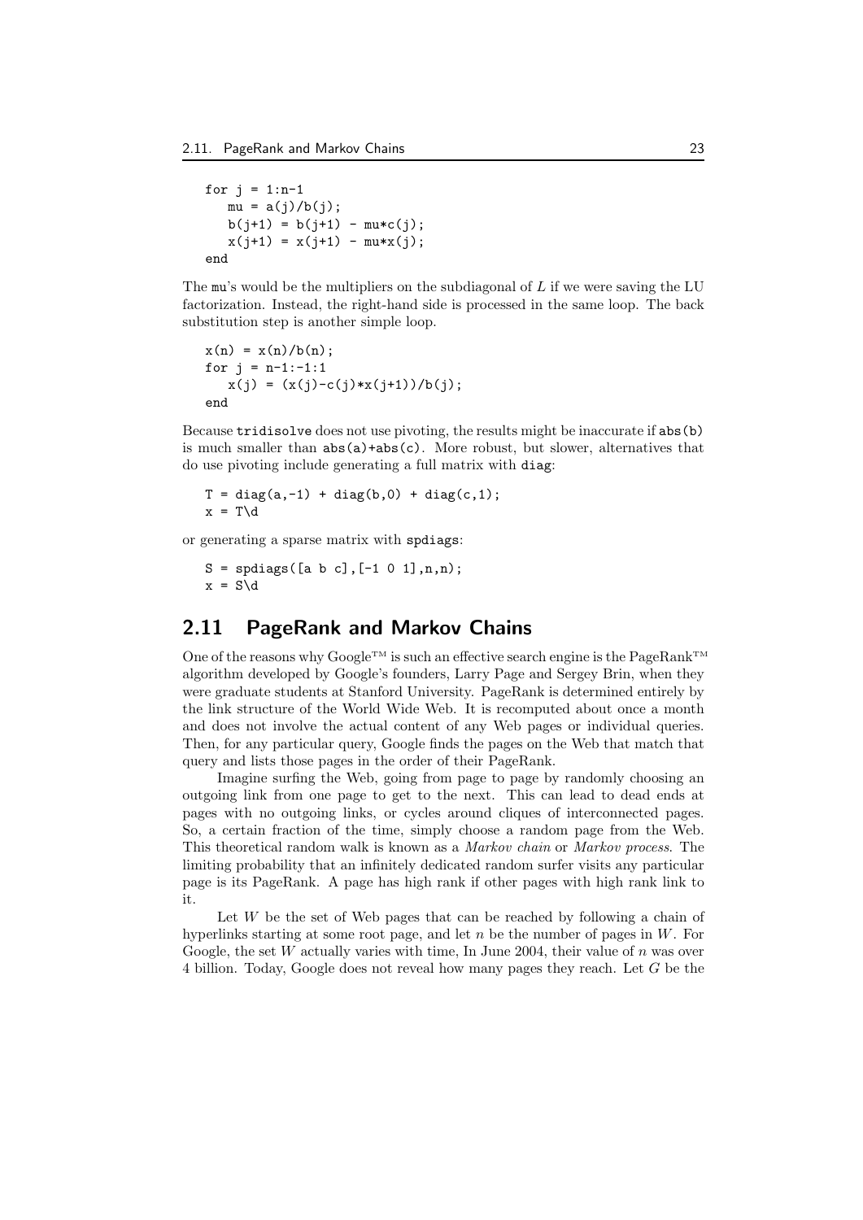```
for j = 1:n-1
   mu = a(j)/b(j);
   b(j+1) = b(j+1) - mu*c(j);
   x(j+1) = x(j+1) - mu*x(j);
end
```

The mu's would be the multipliers on the subdiagonal of $L$ if we were saving the LU factorization. Instead, the right-hand side is processed in the same loop. The back substitution step is another simple loop.

```
x(n) = x(n)/b(n);
for j = n-1:-1:1
   x(j) = (x(j)-c(j)*x(j+1))/b(j);
end
```

Because tridisolve does not use pivoting, the results might be inaccurate if abs(b) is much smaller than abs(a)+abs(c). More robust, but slower, alternatives that do use pivoting include generating a full matrix with diag:

```
T = diag(a,-1) + diag(b,0) + diag(c,1);
x = T\d
```

or generating a sparse matrix with spdiags:

```
S = spdiags([a b c],[-1 0 1],n,n);
x = S\d
```

## 2.11 PageRank and Markov Chains

One of the reasons why Google™ is such an effective search engine is the PageRank™ algorithm developed by Google's founders, Larry Page and Sergey Brin, when they were graduate students at Stanford University. PageRank is determined entirely by the link structure of the World Wide Web. It is recomputed about once a month and does not involve the actual content of any Web pages or individual queries. Then, for any particular query, Google finds the pages on the Web that match that query and lists those pages in the order of their PageRank.

Imagine surfing the Web, going from page to page by randomly choosing an outgoing link from one page to get to the next. This can lead to dead ends at pages with no outgoing links, or cycles around cliques of interconnected pages. So, a certain fraction of the time, simply choose a random page from the Web. This theoretical random walk is known as a *Markov chain* or *Markov process*. The limiting probability that an infinitely dedicated random surfer visits any particular page is its PageRank. A page has high rank if other pages with high rank link to it.

Let $W$ be the set of Web pages that can be reached by following a chain of hyperlinks starting at some root page, and let $n$ be the number of pages in $W$. For Google, the set $W$ actually varies with time, In June 2004, their value of $n$ was over 4 billion. Today, Google does not reveal how many pages they reach. Let $G$ be the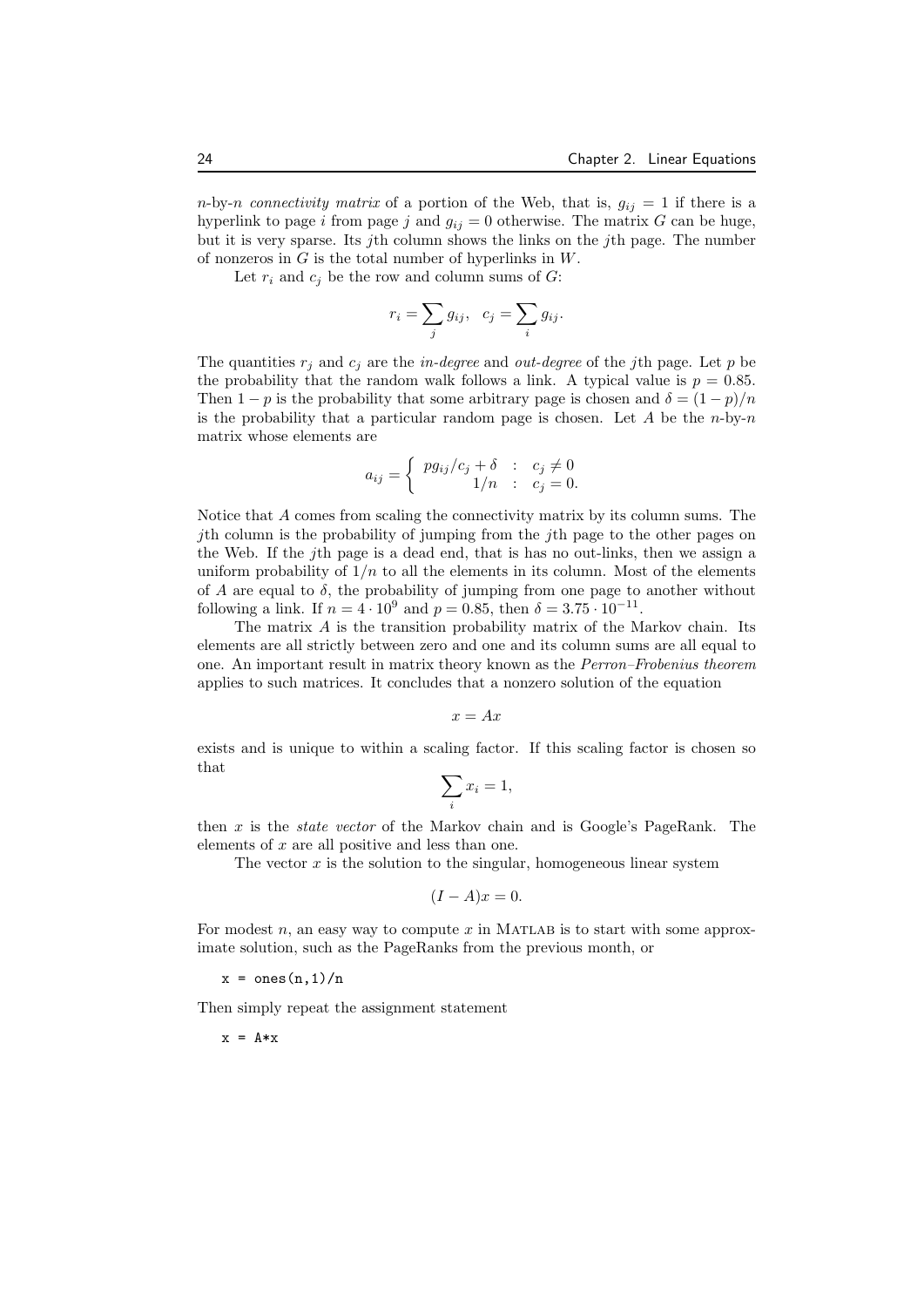$n$-by-$n$ *connectivity matrix* of a portion of the Web, that is, $g_{ij} = 1$ if there is a hyperlink to page $i$ from page $j$ and $g_{ij} = 0$ otherwise. The matrix $G$ can be huge, but it is very sparse. Its $j$th column shows the links on the $j$th page. The number of nonzeros in $G$ is the total number of hyperlinks in $W$.

Let $r_i$ and $c_j$ be the row and column sums of $G$:

$$r_i = \sum_j g_{ij}, \quad c_j = \sum_i g_{ij}.$$

The quantities $r_j$ and $c_j$ are the *in-degree* and *out-degree* of the $j$th page. Let $p$ be the probability that the random walk follows a link. A typical value is $p = 0.85$. Then $1 - p$ is the probability that some arbitrary page is chosen and $\delta = (1-p)/n$ is the probability that a particular random page is chosen. Let $A$ be the $n$-by-$n$ matrix whose elements are

$$a_{ij} = \begin{cases} p g_{ij}/c_j + \delta & : \quad c_j \neq 0 \\ 1/n & : \quad c_j = 0. \end{cases}$$

Notice that $A$ comes from scaling the connectivity matrix by its column sums. The $j$th column is the probability of jumping from the $j$th page to the other pages on the Web. If the $j$th page is a dead end, that is has no out-links, then we assign a uniform probability of $1/n$ to all the elements in its column. Most of the elements of $A$ are equal to $\delta$, the probability of jumping from one page to another without following a link. If $n = 4 \cdot 10^9$ and $p = 0.85$, then $\delta = 3.75 \cdot 10^{-11}$.

The matrix $A$ is the transition probability matrix of the Markov chain. Its elements are all strictly between zero and one and its column sums are all equal to one. An important result in matrix theory known as the *Perron–Frobenius theorem* applies to such matrices. It concludes that a nonzero solution of the equation

$$x = Ax$$

exists and is unique to within a scaling factor. If this scaling factor is chosen so that

$$\sum_i x_i = 1,$$

then $x$ is the *state vector* of the Markov chain and is Google's PageRank. The elements of $x$ are all positive and less than one.

The vector $x$ is the solution to the singular, homogeneous linear system

$$(I - A)x = 0.$$

For modest $n$, an easy way to compute $x$ in MATLAB is to start with some approximate solution, such as the PageRanks from the previous month, or

```
x = ones(n,1)/n
```

Then simply repeat the assignment statement

```
x = A*x
```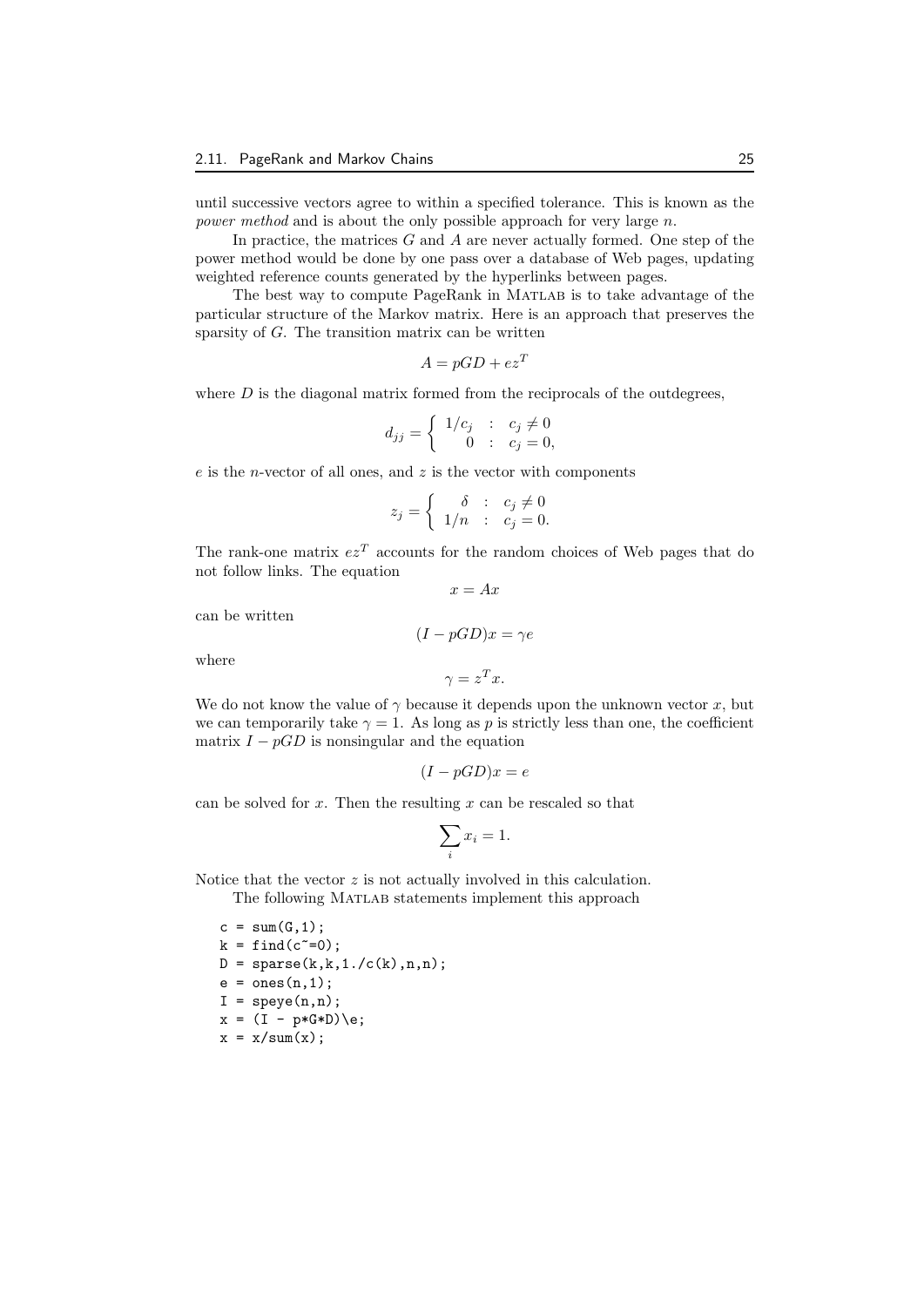until successive vectors agree to within a specified tolerance. This is known as the *power method* and is about the only possible approach for very large $n$.

In practice, the matrices $G$ and $A$ are never actually formed. One step of the power method would be done by one pass over a database of Web pages, updating weighted reference counts generated by the hyperlinks between pages.

The best way to compute PageRank in MATLAB is to take advantage of the particular structure of the Markov matrix. Here is an approach that preserves the sparsity of $G$. The transition matrix can be written

$$A = pGD + ez^T$$

where $D$ is the diagonal matrix formed from the reciprocals of the outdegrees,

$$d_{jj} = \begin{cases} 1/c_j & : \quad c_j \neq 0 \\ 0 & : \quad c_j = 0, \end{cases}$$

$e$ is the $n$-vector of all ones, and $z$ is the vector with components

$$z_j = \begin{cases} \delta & : \quad c_j \neq 0 \\ 1/n & : \quad c_j = 0. \end{cases}$$

The rank-one matrix $ez^T$ accounts for the random choices of Web pages that do not follow links. The equation

$$x = Ax$$

can be written

$$(I - pGD)x = \gamma e$$

where

$$\gamma = z^T x.$$

We do not know the value of $\gamma$ because it depends upon the unknown vector $x$, but we can temporarily take $\gamma = 1$. As long as $p$ is strictly less than one, the coefficient matrix $I - pGD$ is nonsingular and the equation

$$(I - pGD)x = e$$

can be solved for $x$. Then the resulting $x$ can be rescaled so that

$$\sum_i x_i = 1.$$

Notice that the vector $z$ is not actually involved in this calculation.

The following MATLAB statements implement this approach

```
c = sum(G,1);
k = find(c~=0);
D = sparse(k,k,1./c(k),n,n);
e = ones(n,1);
I = speye(n,n);
x = (I - p*G*D)\e;
x = x/sum(x);
```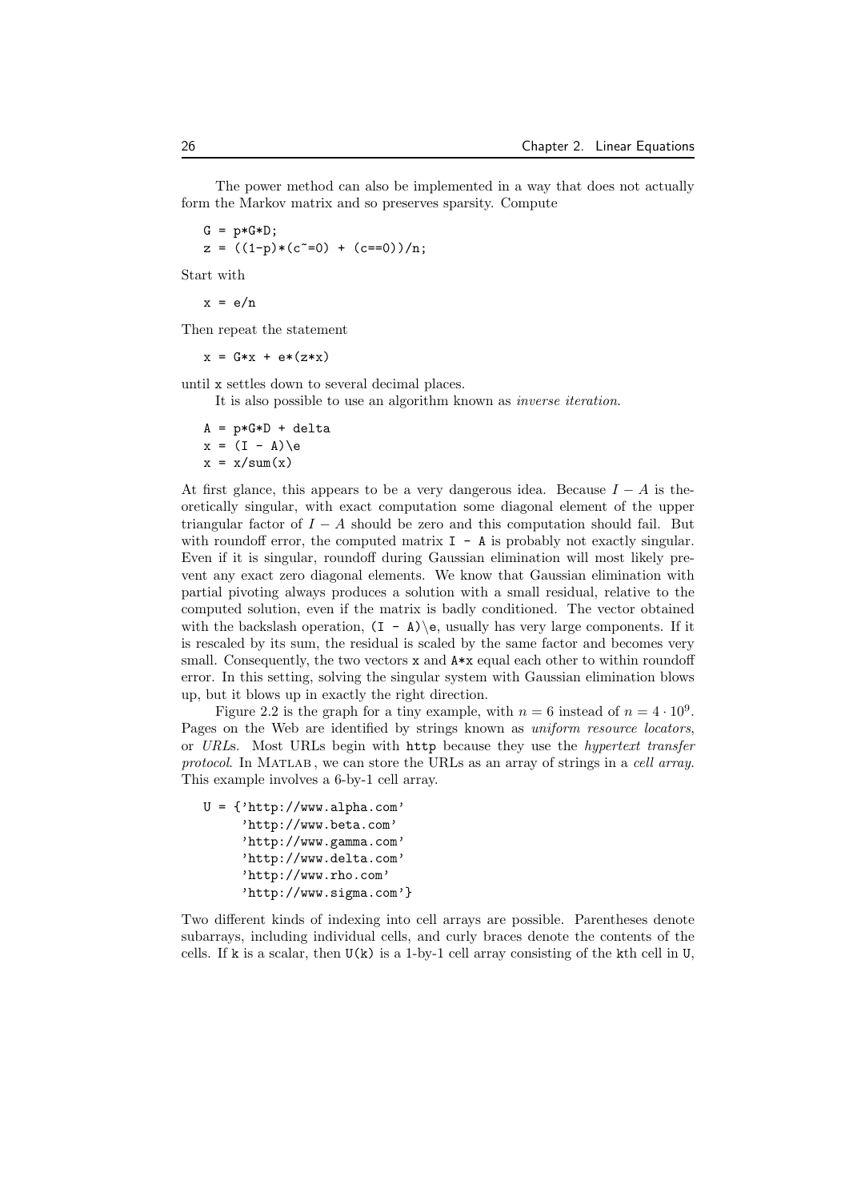The power method can also be implemented in a way that does not actually form the Markov matrix and so preserves sparsity. Compute

```
G = p*G*D;
z = ((1-p)*(c~=0) + (c==0))/n;
```

Start with

```
x = e/n
```

Then repeat the statement

```
x = G*x + e*(z*x)
```

until x settles down to several decimal places.

It is also possible to use an algorithm known as *inverse iteration*.

```
A = p*G*D + delta
x = (I - A)\e
x = x/sum(x)
```

At first glance, this appears to be a very dangerous idea. Because $I - A$ is theoretically singular, with exact computation some diagonal element of the upper triangular factor of $I - A$ should be zero and this computation should fail. But with roundoff error, the computed matrix `I - A` is probably not exactly singular. Even if it is singular, roundoff during Gaussian elimination will most likely prevent any exact zero diagonal elements. We know that Gaussian elimination with partial pivoting always produces a solution with a small residual, relative to the computed solution, even if the matrix is badly conditioned. The vector obtained with the backslash operation, `(I - A)\e`, usually has very large components. If it is rescaled by its sum, the residual is scaled by the same factor and becomes very small. Consequently, the two vectors `x` and `A*x` equal each other to within roundoff error. In this setting, solving the singular system with Gaussian elimination blows up, but it blows up in exactly the right direction.

Figure 2.2 is the graph for a tiny example, with $n = 6$ instead of $n = 4 \cdot 10^9$. Pages on the Web are identified by strings known as *uniform resource locators*, or *URL*s. Most URLs begin with `http` because they use the *hypertext transfer protocol*. In MATLAB, we can store the URLs as an array of strings in a *cell array*. This example involves a 6-by-1 cell array.

```
U = {'http://www.alpha.com'
     'http://www.beta.com'
     'http://www.gamma.com'
     'http://www.delta.com'
     'http://www.rho.com'
     'http://www.sigma.com'}
```

Two different kinds of indexing into cell arrays are possible. Parentheses denote subarrays, including individual cells, and curly braces denote the contents of the cells. If `k` is a scalar, then `U(k)` is a 1-by-1 cell array consisting of the `k`th cell in `U`,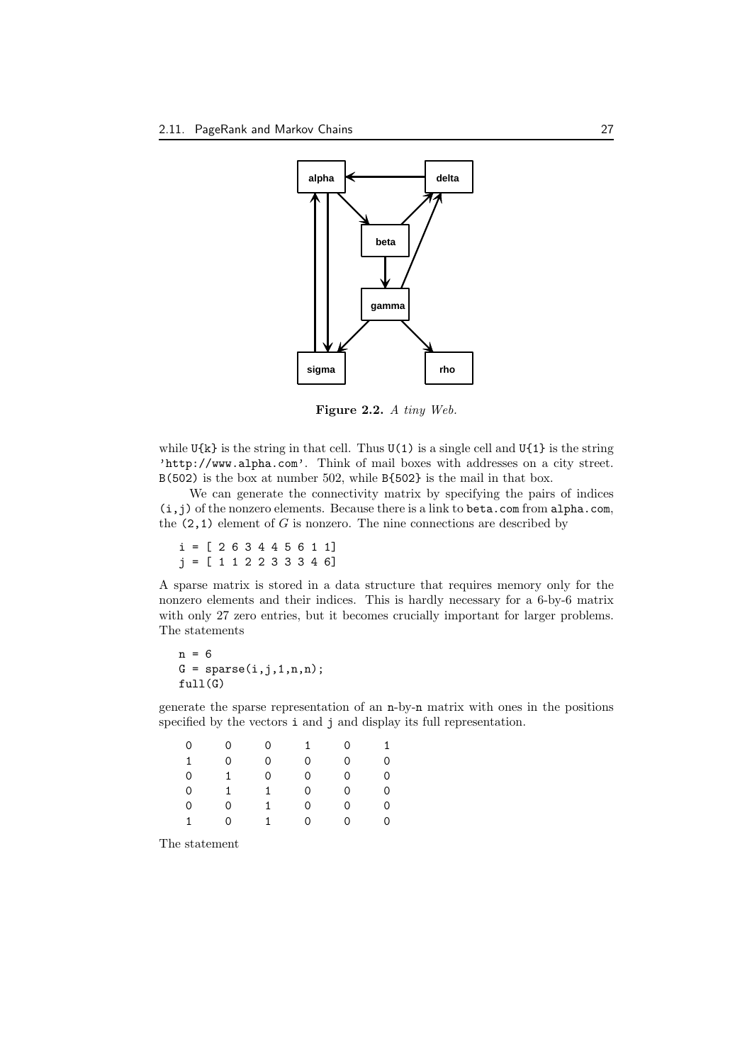Figure 2.2. *A tiny Web.*

while `U{k}` is the string in that cell. Thus `U(1)` is a single cell and `U{1}` is the string `'http://www.alpha.com'`. Think of mail boxes with addresses on a city street. `B(502)` is the box at number 502, while `B{502}` is the mail in that box.

We can generate the connectivity matrix by specifying the pairs of indices `(i,j)` of the nonzero elements. Because there is a link to `beta.com` from `alpha.com`, the `(2,1)` element of $G$ is nonzero. The nine connections are described by

```
i = [ 2 6 3 4 4 5 6 1 1]
j = [ 1 1 2 2 3 3 3 4 6]
```

A sparse matrix is stored in a data structure that requires memory only for the nonzero elements and their indices. This is hardly necessary for a 6-by-6 matrix with only 27 zero entries, but it becomes crucially important for larger problems. The statements

```
n = 6
G = sparse(i,j,1,n,n);
full(G)
```

generate the sparse representation of an `n`-by-`n` matrix with ones in the positions specified by the vectors `i` and `j` and display its full representation.

```
0     0     0     1     0     1
1     0     0     0     0     0
0     1     0     0     0     0
0     1     1     0     0     0
0     0     1     0     0     0
1     0     1     0     0     0
```

The statement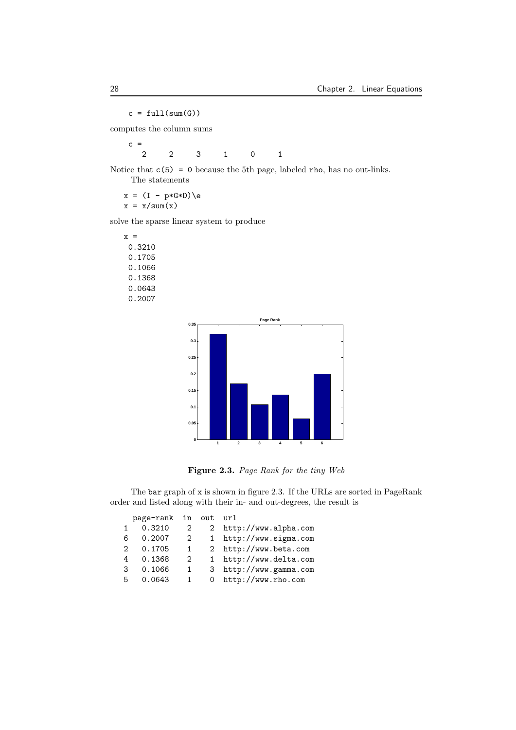```
c = full(sum(G))
```

computes the column sums

```
c =
   2     2     3     1     0     1
```

Notice that `c(5) = 0` because the 5th page, labeled `rho`, has no out-links.

The statements

```
x = (I - p*G*D)\e
x = x/sum(x)
```

solve the sparse linear system to produce

```
x =
 0.3210
 0.1705
 0.1066
 0.1368
 0.0643
 0.2007
```

**Figure 2.3.** *Page Rank for the tiny Web*

The `bar` graph of `x` is shown in figure 2.3. If the URLs are sorted in PageRank order and listed along with their in- and out-degrees, the result is

```
   page-rank  in  out  url
1   0.3210    2    2   http://www.alpha.com
6   0.2007    2    1   http://www.sigma.com
2   0.1705    1    2   http://www.beta.com
4   0.1368    2    1   http://www.delta.com
3   0.1066    1    3   http://www.gamma.com
5   0.0643    1    0   http://www.rho.com
```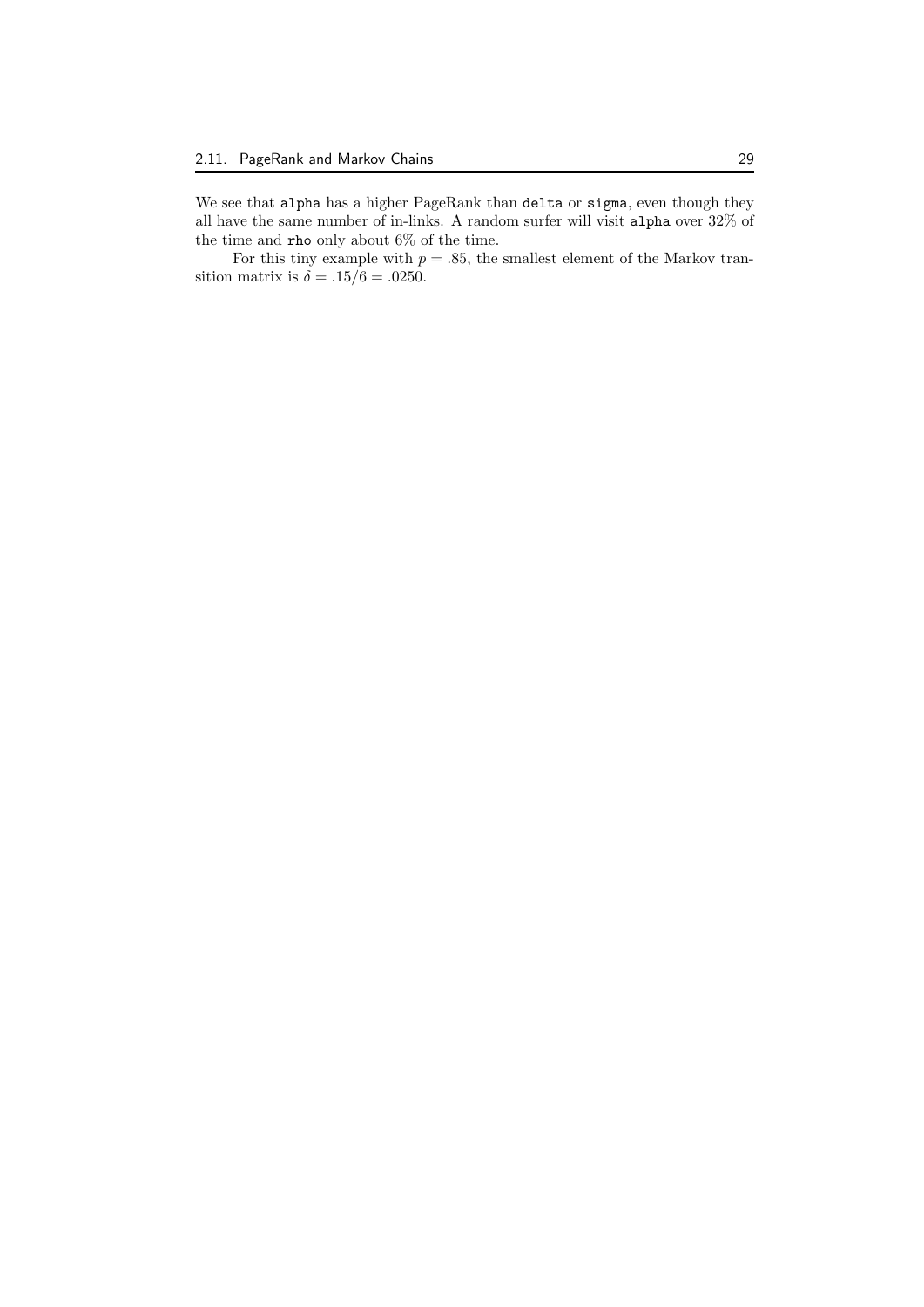We see that `alpha` has a higher PageRank than `delta` or `sigma`, even though they all have the same number of in-links. A random surfer will visit `alpha` over 32% of the time and `rho` only about 6% of the time.

For this tiny example with $p = .85$, the smallest element of the Markov transition matrix is $\delta = .15/6 = .0250$.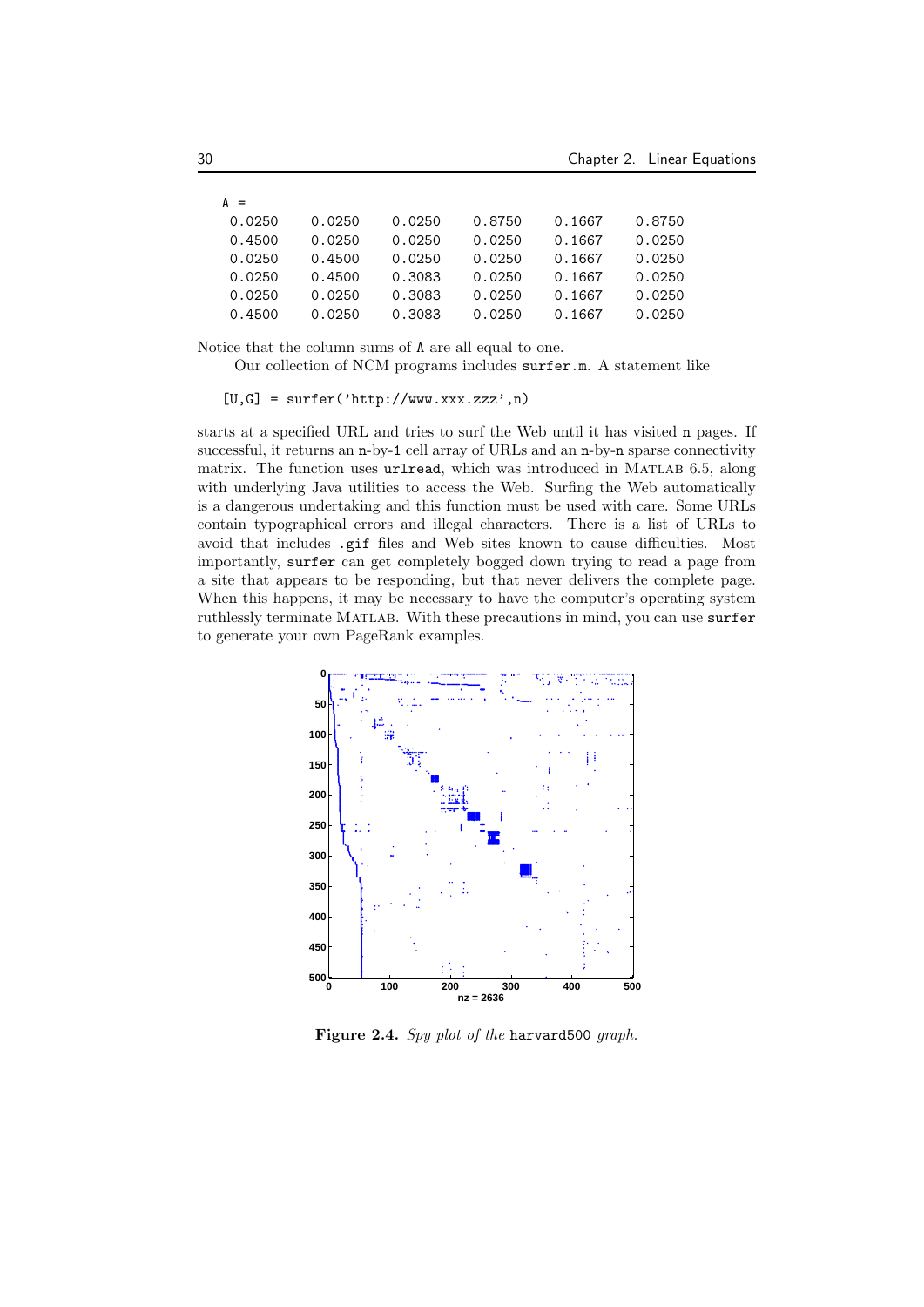```
A =
  0.0250    0.0250    0.0250    0.8750    0.1667    0.8750
  0.4500    0.0250    0.0250    0.0250    0.1667    0.0250
  0.0250    0.4500    0.0250    0.0250    0.1667    0.0250
  0.0250    0.4500    0.3083    0.0250    0.1667    0.0250
  0.0250    0.0250    0.3083    0.0250    0.1667    0.0250
  0.4500    0.0250    0.3083    0.0250    0.1667    0.0250
```

Notice that the column sums of `A` are all equal to one.

Our collection of NCM programs includes `surfer.m`. A statement like

```
[U,G] = surfer('http://www.xxx.zzz',n)
```

starts at a specified URL and tries to surf the Web until it has visited `n` pages. If successful, it returns an `n`-by-`1` cell array of URLs and an `n`-by-`n` sparse connectivity matrix. The function uses `urlread`, which was introduced in MATLAB 6.5, along with underlying Java utilities to access the Web. Surfing the Web automatically is a dangerous undertaking and this function must be used with care. Some URLs contain typographical errors and illegal characters. There is a list of URLs to avoid that includes `.gif` files and Web sites known to cause difficulties. Most importantly, `surfer` can get completely bogged down trying to read a page from a site that appears to be responding, but that never delivers the complete page. When this happens, it may be necessary to have the computer's operating system ruthlessly terminate MATLAB. With these precautions in mind, you can use `surfer` to generate your own PageRank examples.

**Figure 2.4.** *Spy plot of the* `harvard500` *graph.*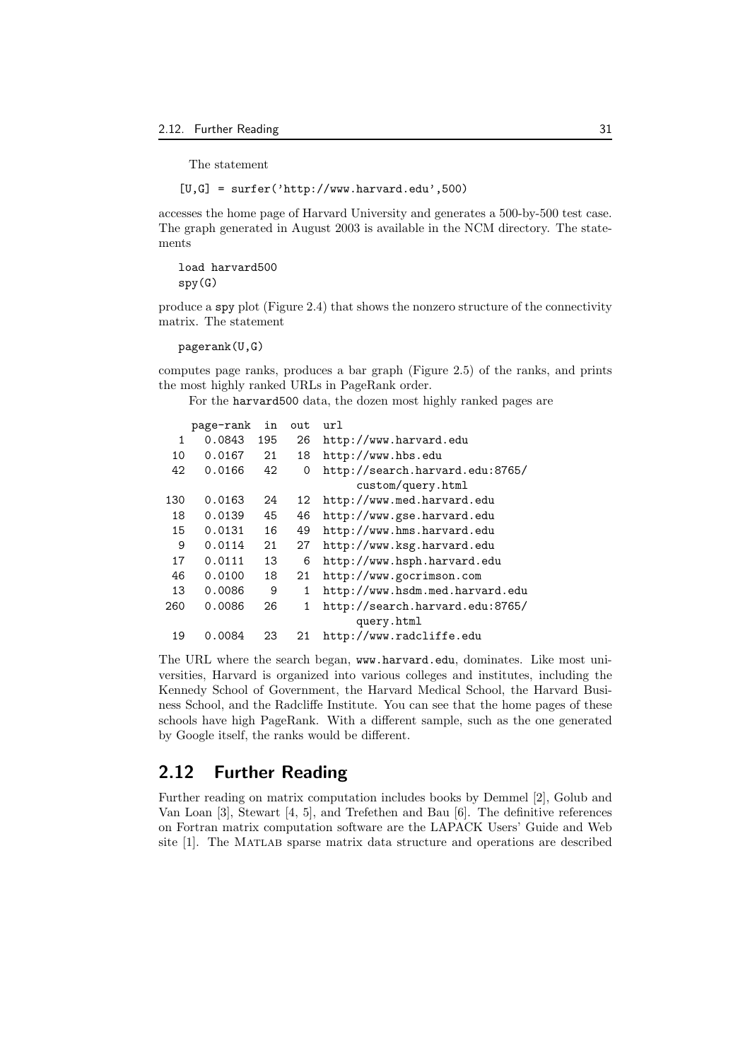The statement

```
[U,G] = surfer('http://www.harvard.edu',500)
```

accesses the home page of Harvard University and generates a 500-by-500 test case. The graph generated in August 2003 is available in the NCM directory. The statements

```
load harvard500
spy(G)
```

produce a `spy` plot (Figure 2.4) that shows the nonzero structure of the connectivity matrix. The statement

```
pagerank(U,G)
```

computes page ranks, produces a bar graph (Figure 2.5) of the ranks, and prints the most highly ranked URLs in PageRank order.

For the `harvard500` data, the dozen most highly ranked pages are

```
     page-rank  in   out  url
  1   0.0843   195   26   http://www.harvard.edu
 10   0.0167    21   18   http://www.hbs.edu
 42   0.0166    42    0   http://search.harvard.edu:8765/
                                custom/query.html
130   0.0163    24   12   http://www.med.harvard.edu
 18   0.0139    45   46   http://www.gse.harvard.edu
 15   0.0131    16   49   http://www.hms.harvard.edu
  9   0.0114    21   27   http://www.ksg.harvard.edu
 17   0.0111    13    6   http://www.hsph.harvard.edu
 46   0.0100    18   21   http://www.gocrimson.com
 13   0.0086     9    1   http://www.hsdm.med.harvard.edu
260   0.0086    26    1   http://search.harvard.edu:8765/
                                query.html
 19   0.0084    23   21   http://www.radcliffe.edu
```

The URL where the search began, `www.harvard.edu`, dominates. Like most universities, Harvard is organized into various colleges and institutes, including the Kennedy School of Government, the Harvard Medical School, the Harvard Business School, and the Radcliffe Institute. You can see that the home pages of these schools have high PageRank. With a different sample, such as the one generated by Google itself, the ranks would be different.

## 2.12 Further Reading

Further reading on matrix computation includes books by Demmel [2], Golub and Van Loan [3], Stewart [4, 5], and Trefethen and Bau [6]. The definitive references on Fortran matrix computation software are the LAPACK Users' Guide and Web site [1]. The MATLAB sparse matrix data structure and operations are described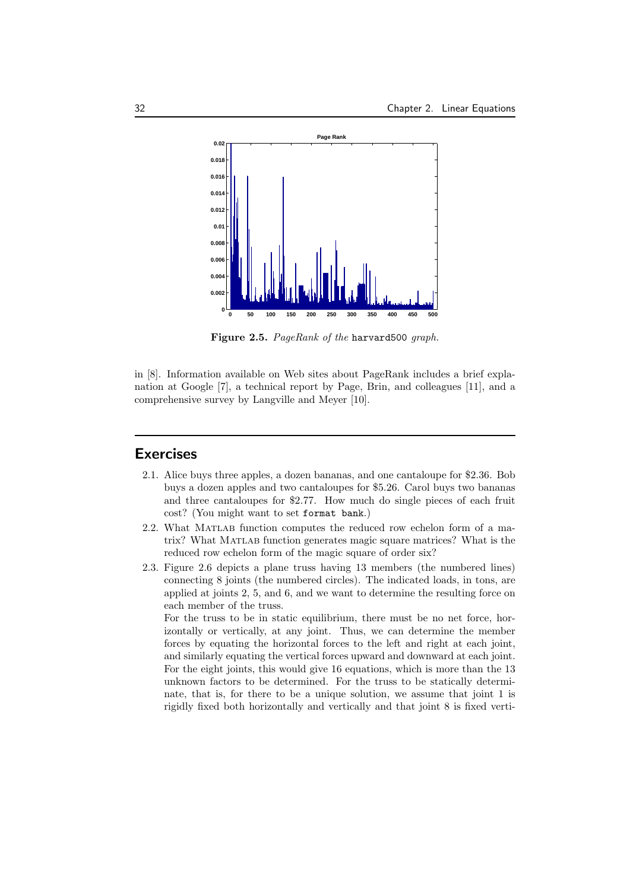**Figure 2.5.** *PageRank of the* `harvard500` *graph.*

in [8]. Information available on Web sites about PageRank includes a brief explanation at Google [7], a technical report by Page, Brin, and colleagues [11], and a comprehensive survey by Langville and Meyer [10].

## Exercises

2.1. Alice buys three apples, a dozen bananas, and one cantaloupe for \$2.36. Bob buys a dozen apples and two cantaloupes for \$5.26. Carol buys two bananas and three cantaloupes for \$2.77. How much do single pieces of each fruit cost? (You might want to set `format bank`.)

2.2. What MATLAB function computes the reduced row echelon form of a matrix? What MATLAB function generates magic square matrices? What is the reduced row echelon form of the magic square of order six?

2.3. Figure 2.6 depicts a plane truss having 13 members (the numbered lines) connecting 8 joints (the numbered circles). The indicated loads, in tons, are applied at joints 2, 5, and 6, and we want to determine the resulting force on each member of the truss.

For the truss to be in static equilibrium, there must be no net force, horizontally or vertically, at any joint. Thus, we can determine the member forces by equating the horizontal forces to the left and right at each joint, and similarly equating the vertical forces upward and downward at each joint. For the eight joints, this would give 16 equations, which is more than the 13 unknown factors to be determined. For the truss to be statically determinate, that is, for there to be a unique solution, we assume that joint 1 is rigidly fixed both horizontally and vertically and that joint 8 is fixed verti-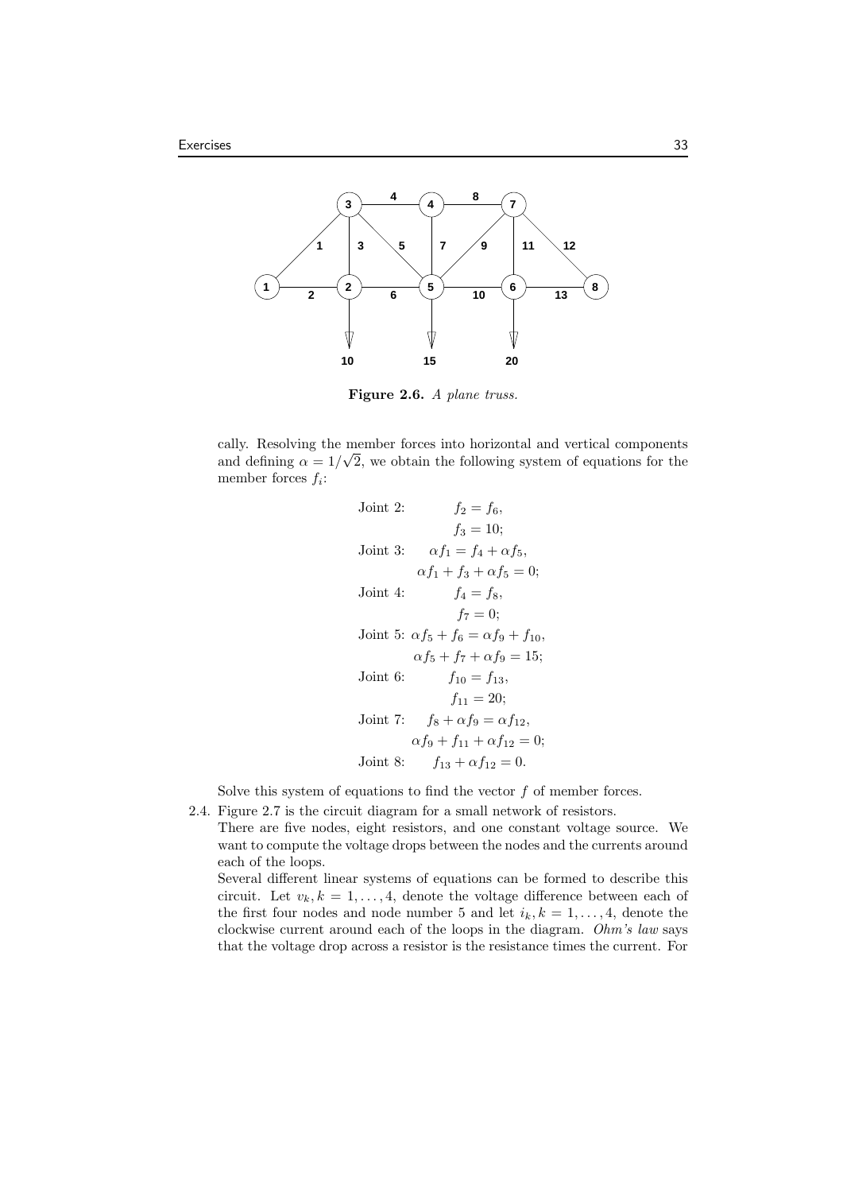**Figure 2.6.** *A plane truss.*

cally. Resolving the member forces into horizontal and vertical components and defining $\alpha = 1/\sqrt{2}$, we obtain the following system of equations for the member forces $f_i$:

$$
\begin{aligned}
\text{Joint 2:} \quad & f_2 = f_6, \\
& f_3 = 10; \\
\text{Joint 3:} \quad & \alpha f_1 = f_4 + \alpha f_5, \\
& \alpha f_1 + f_3 + \alpha f_5 = 0; \\
\text{Joint 4:} \quad & f_4 = f_8, \\
& f_7 = 0; \\
\text{Joint 5:} \quad & \alpha f_5 + f_6 = \alpha f_9 + f_{10}, \\
& \alpha f_5 + f_7 + \alpha f_9 = 15; \\
\text{Joint 6:} \quad & f_{10} = f_{13}, \\
& f_{11} = 20; \\
\text{Joint 7:} \quad & f_8 + \alpha f_9 = \alpha f_{12}, \\
& \alpha f_9 + f_{11} + \alpha f_{12} = 0; \\
\text{Joint 8:} \quad & f_{13} + \alpha f_{12} = 0.
\end{aligned}
$$

Solve this system of equations to find the vector $f$ of member forces.

2.4. Figure 2.7 is the circuit diagram for a small network of resistors.

There are five nodes, eight resistors, and one constant voltage source. We want to compute the voltage drops between the nodes and the currents around each of the loops.

Several different linear systems of equations can be formed to describe this circuit. Let $v_k, k = 1, \ldots, 4$, denote the voltage difference between each of the first four nodes and node number 5 and let $i_k, k = 1, \ldots, 4$, denote the clockwise current around each of the loops in the diagram. *Ohm's law* says that the voltage drop across a resistor is the resistance times the current. For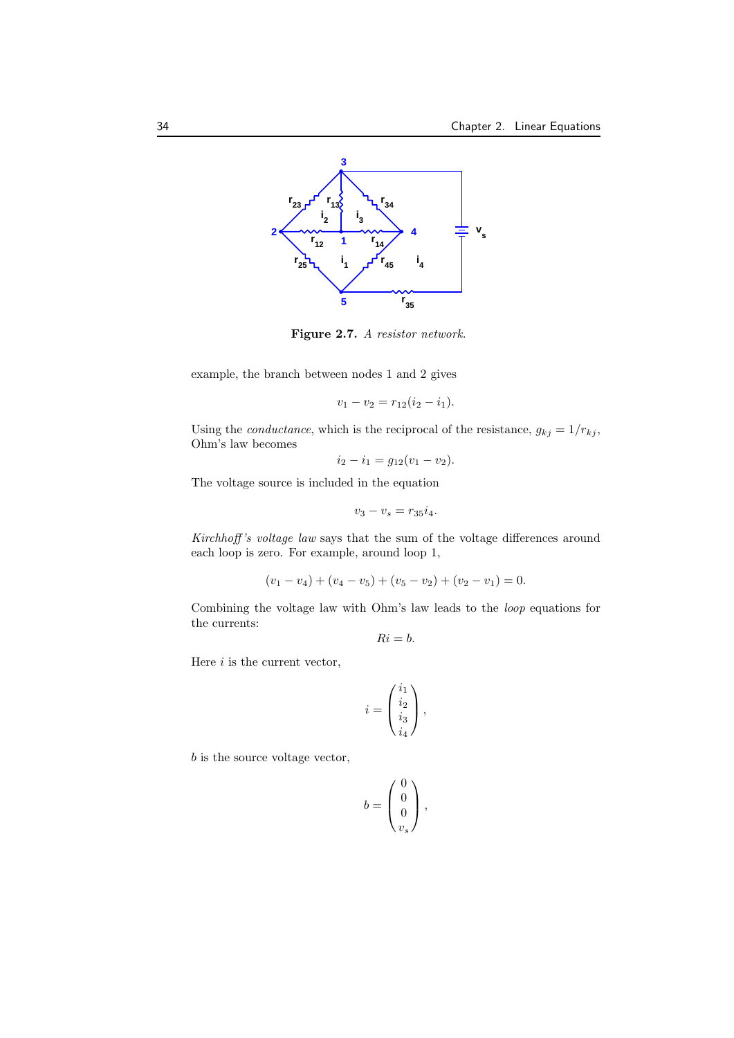**Figure 2.7.** *A resistor network.*

example, the branch between nodes 1 and 2 gives

$$v_1 - v_2 = r_{12}(i_2 - i_1).$$

Using the *conductance*, which is the reciprocal of the resistance, $g_{kj} = 1/r_{kj}$, Ohm's law becomes

$$i_2 - i_1 = g_{12}(v_1 - v_2).$$

The voltage source is included in the equation

$$v_3 - v_s = r_{35} i_4.$$

*Kirchhoff's voltage law* says that the sum of the voltage differences around each loop is zero. For example, around loop 1,

$$(v_1 - v_4) + (v_4 - v_5) + (v_5 - v_2) + (v_2 - v_1) = 0.$$

Combining the voltage law with Ohm's law leads to the *loop* equations for the currents:

$$Ri = b.$$

Here $i$ is the current vector,

$$i = \begin{pmatrix} i_1 \\ i_2 \\ i_3 \\ i_4 \end{pmatrix},$$

$b$ is the source voltage vector,

$$b = \begin{pmatrix} 0 \\ 0 \\ 0 \\ v_s \end{pmatrix},$$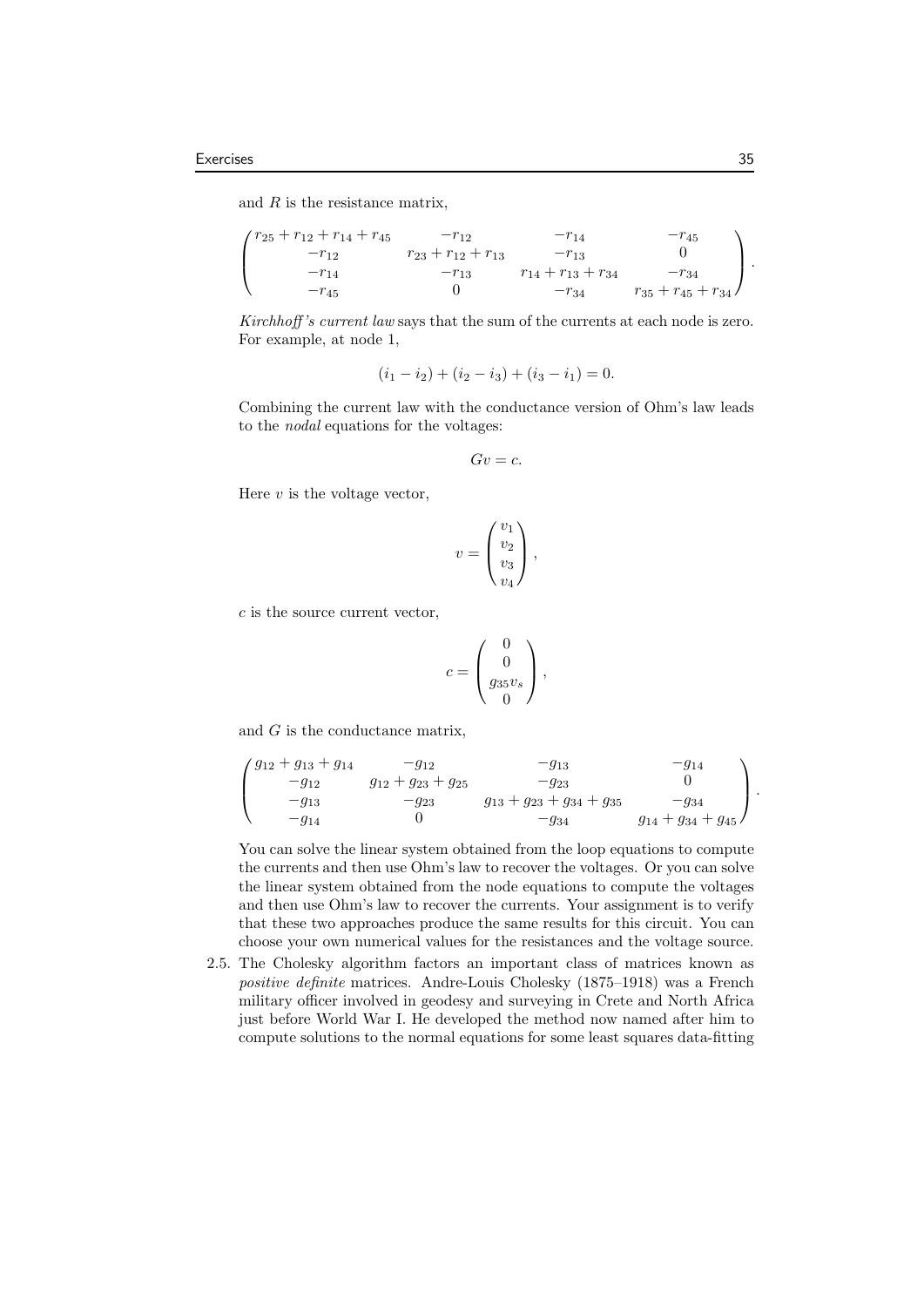and $R$ is the resistance matrix,

$$
\begin{pmatrix}
r_{25} + r_{12} + r_{14} + r_{45} & -r_{12} & -r_{14} & -r_{45} \\
-r_{12} & r_{23} + r_{12} + r_{13} & -r_{13} & 0 \\
-r_{14} & -r_{13} & r_{14} + r_{13} + r_{34} & -r_{34} \\
-r_{45} & 0 & -r_{34} & r_{35} + r_{45} + r_{34}
\end{pmatrix}.
$$

*Kirchhoff's current law* says that the sum of the currents at each node is zero. For example, at node 1,

$$
(i_1 - i_2) + (i_2 - i_3) + (i_3 - i_1) = 0.
$$

Combining the current law with the conductance version of Ohm's law leads to the *nodal* equations for the voltages:

$$
Gv = c.
$$

Here $v$ is the voltage vector,

$$
v = \begin{pmatrix} v_1 \\ v_2 \\ v_3 \\ v_4 \end{pmatrix},
$$

$c$ is the source current vector,

$$
c = \begin{pmatrix} 0 \\ 0 \\ g_{35} v_s \\ 0 \end{pmatrix},
$$

and $G$ is the conductance matrix,

$$
\begin{pmatrix}
g_{12} + g_{13} + g_{14} & -g_{12} & -g_{13} & -g_{14} \\
-g_{12} & g_{12} + g_{23} + g_{25} & -g_{23} & 0 \\
-g_{13} & -g_{23} & g_{13} + g_{23} + g_{34} + g_{35} & -g_{34} \\
-g_{14} & 0 & -g_{34} & g_{14} + g_{34} + g_{45}
\end{pmatrix}.
$$

You can solve the linear system obtained from the loop equations to compute the currents and then use Ohm's law to recover the voltages. Or you can solve the linear system obtained from the node equations to compute the voltages and then use Ohm's law to recover the currents. Your assignment is to verify that these two approaches produce the same results for this circuit. You can choose your own numerical values for the resistances and the voltage source.

2.5. The Cholesky algorithm factors an important class of matrices known as *positive definite* matrices. Andre-Louis Cholesky (1875–1918) was a French military officer involved in geodesy and surveying in Crete and North Africa just before World War I. He developed the method now named after him to compute solutions to the normal equations for some least squares data-fitting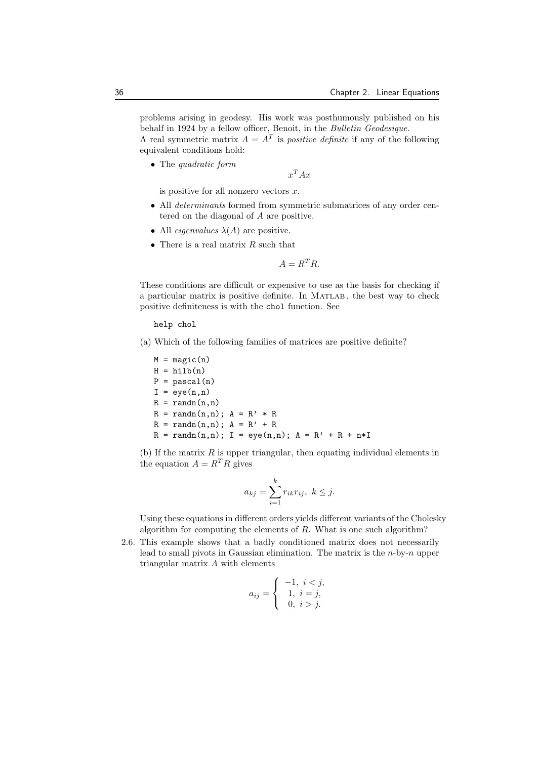problems arising in geodesy. His work was posthumously published on his behalf in 1924 by a fellow officer, Benoit, in the *Bulletin Geodesique*.
A real symmetric matrix $A = A^T$ is *positive definite* if any of the following equivalent conditions hold:

- The *quadratic form*

$$x^T A x$$

  is positive for all nonzero vectors $x$.
- All *determinants* formed from symmetric submatrices of any order centered on the diagonal of $A$ are positive.
- All *eigenvalues* $\lambda(A)$ are positive.
- There is a real matrix $R$ such that

$$A = R^T R.$$

These conditions are difficult or expensive to use as the basis for checking if a particular matrix is positive definite. In MATLAB, the best way to check positive definiteness is with the `chol` function. See

```
help chol
```

(a) Which of the following families of matrices are positive definite?

```
M = magic(n)
H = hilb(n)
P = pascal(n)
I = eye(n,n)
R = randn(n,n)
R = randn(n,n); A = R' * R
R = randn(n,n); A = R' + R
R = randn(n,n); I = eye(n,n); A = R' + R + n*I
```

(b) If the matrix $R$ is upper triangular, then equating individual elements in the equation $A = R^T R$ gives

$$a_{kj} = \sum_{i=1}^{k} r_{ik} r_{ij}, \ k \le j.$$

Using these equations in different orders yields different variants of the Cholesky algorithm for computing the elements of $R$. What is one such algorithm?

2.6. This example shows that a badly conditioned matrix does not necessarily lead to small pivots in Gaussian elimination. The matrix is the $n$-by-$n$ upper triangular matrix $A$ with elements

$$a_{ij} = \begin{cases} -1, & i < j, \\ 1, & i = j, \\ 0, & i > j. \end{cases}$$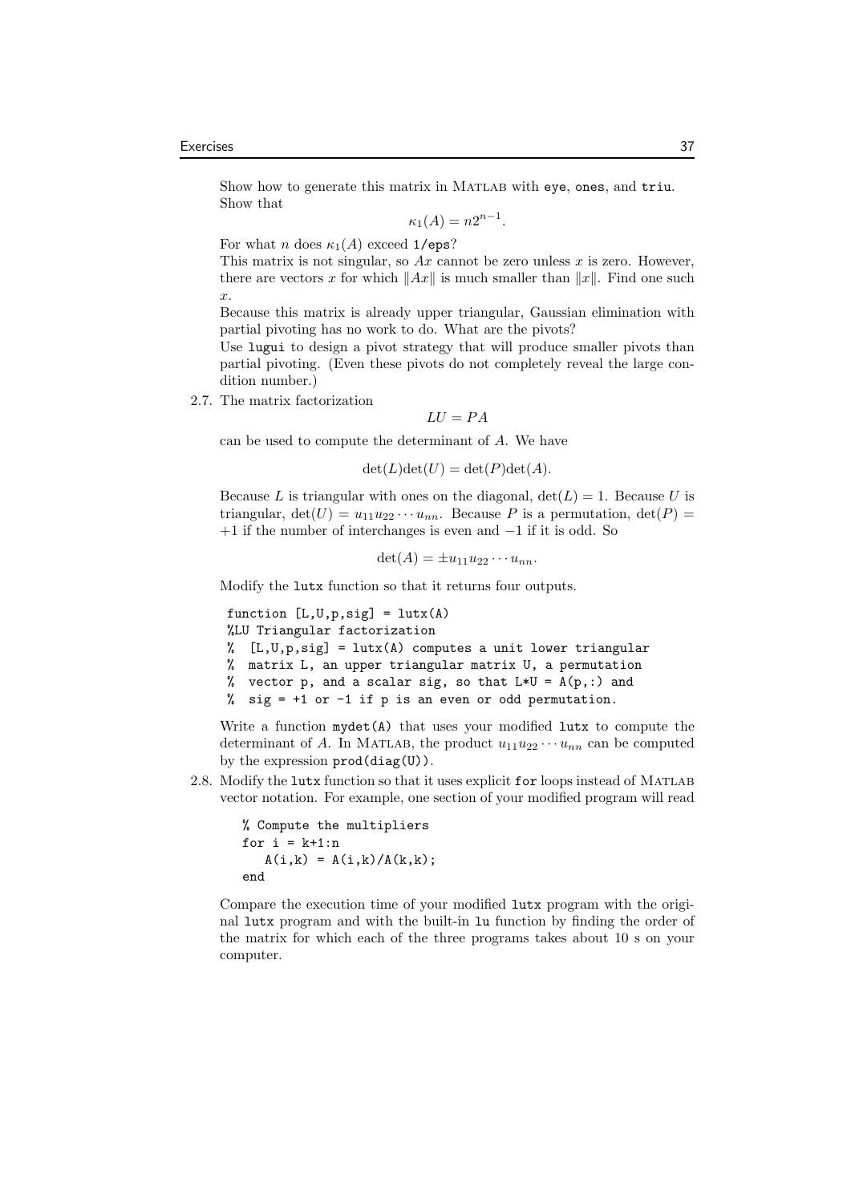Show how to generate this matrix in MATLAB with `eye`, `ones`, and `triu`. Show that

$$\kappa_1(A) = n2^{n-1}.$$

For what $n$ does $\kappa_1(A)$ exceed `1/eps`?

This matrix is not singular, so $Ax$ cannot be zero unless $x$ is zero. However, there are vectors $x$ for which $\|Ax\|$ is much smaller than $\|x\|$. Find one such $x$.

Because this matrix is already upper triangular, Gaussian elimination with partial pivoting has no work to do. What are the pivots?

Use `lugui` to design a pivot strategy that will produce smaller pivots than partial pivoting. (Even these pivots do not completely reveal the large condition number.)

2.7. The matrix factorization

$$LU = PA$$

can be used to compute the determinant of $A$. We have

$$\det(L)\det(U) = \det(P)\det(A).$$

Because $L$ is triangular with ones on the diagonal, $\det(L) = 1$. Because $U$ is triangular, $\det(U) = u_{11}u_{22}\cdots u_{nn}$. Because $P$ is a permutation, $\det(P) = +1$ if the number of interchanges is even and $-1$ if it is odd. So

$$\det(A) = \pm u_{11}u_{22}\cdots u_{nn}.$$

Modify the `lutx` function so that it returns four outputs.

```
function [L,U,p,sig] = lutx(A)
%LU Triangular factorization
%  [L,U,p,sig] = lutx(A) computes a unit lower triangular
%  matrix L, an upper triangular matrix U, a permutation
%  vector p, and a scalar sig, so that L*U = A(p,:) and
%  sig = +1 or -1 if p is an even or odd permutation.
```

Write a function `mydet(A)` that uses your modified `lutx` to compute the determinant of $A$. In MATLAB, the product $u_{11}u_{22}\cdots u_{nn}$ can be computed by the expression `prod(diag(U))`.

2.8. Modify the `lutx` function so that it uses explicit `for` loops instead of MATLAB vector notation. For example, one section of your modified program will read

```
% Compute the multipliers
for i = k+1:n
   A(i,k) = A(i,k)/A(k,k);
end
```

Compare the execution time of your modified `lutx` program with the original `lutx` program and with the built-in `lu` function by finding the order of the matrix for which each of the three programs takes about 10 s on your computer.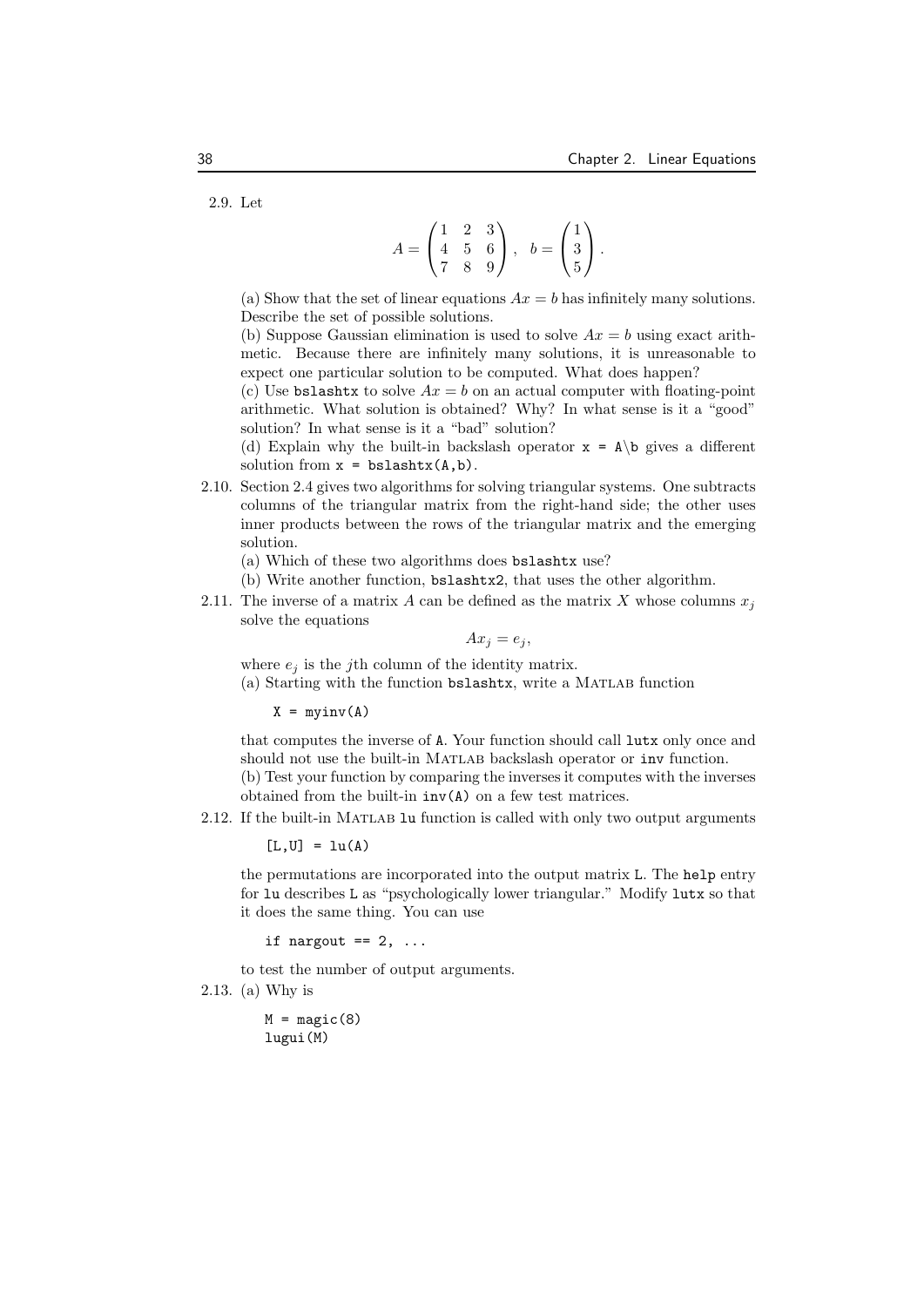2.9. Let

$$A = \begin{pmatrix} 1 & 2 & 3 \\ 4 & 5 & 6 \\ 7 & 8 & 9 \end{pmatrix}, \quad b = \begin{pmatrix} 1 \\ 3 \\ 5 \end{pmatrix}.$$

(a) Show that the set of linear equations $Ax = b$ has infinitely many solutions. Describe the set of possible solutions.

(b) Suppose Gaussian elimination is used to solve $Ax = b$ using exact arithmetic. Because there are infinitely many solutions, it is unreasonable to expect one particular solution to be computed. What does happen?

(c) Use `bslashtx` to solve $Ax = b$ on an actual computer with floating-point arithmetic. What solution is obtained? Why? In what sense is it a "good" solution? In what sense is it a "bad" solution?

(d) Explain why the built-in backslash operator `x = A\b` gives a different solution from `x = bslashtx(A,b)`.

2.10. Section 2.4 gives two algorithms for solving triangular systems. One subtracts columns of the triangular matrix from the right-hand side; the other uses inner products between the rows of the triangular matrix and the emerging solution.

(a) Which of these two algorithms does `bslashtx` use?

(b) Write another function, `bslashtx2`, that uses the other algorithm.

2.11. The inverse of a matrix $A$ can be defined as the matrix $X$ whose columns $x_j$ solve the equations

$$Ax_j = e_j,$$

where $e_j$ is the $j$th column of the identity matrix.

(a) Starting with the function `bslashtx`, write a MATLAB function

```
X = myinv(A)
```

that computes the inverse of `A`. Your function should call `lutx` only once and should not use the built-in MATLAB backslash operator or `inv` function.

(b) Test your function by comparing the inverses it computes with the inverses obtained from the built-in `inv(A)` on a few test matrices.

2.12. If the built-in MATLAB `lu` function is called with only two output arguments

```
[L,U] = lu(A)
```

the permutations are incorporated into the output matrix `L`. The `help` entry for `lu` describes `L` as "psychologically lower triangular." Modify `lutx` so that it does the same thing. You can use

```
if nargout == 2, ...
```

to test the number of output arguments.

2.13. (a) Why is

```
M = magic(8)
lugui(M)
```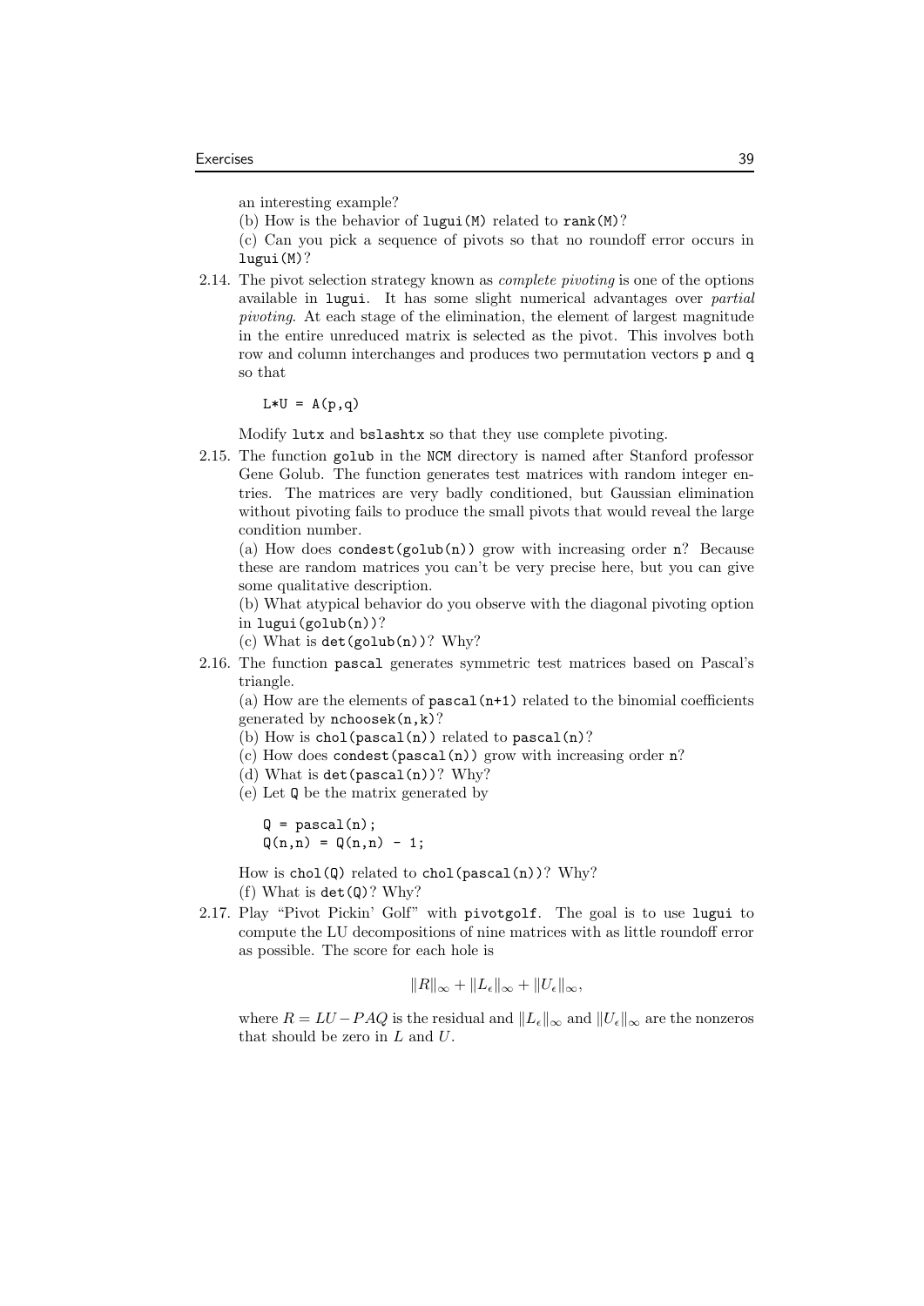an interesting example?

(b) How is the behavior of `lugui(M)` related to `rank(M)`?

(c) Can you pick a sequence of pivots so that no roundoff error occurs in `lugui(M)`?

2.14. The pivot selection strategy known as *complete pivoting* is one of the options available in `lugui`. It has some slight numerical advantages over *partial pivoting*. At each stage of the elimination, the element of largest magnitude in the entire unreduced matrix is selected as the pivot. This involves both row and column interchanges and produces two permutation vectors `p` and `q` so that

```
L*U = A(p,q)
```

Modify `lutx` and `bslashtx` so that they use complete pivoting.

2.15. The function `golub` in the `NCM` directory is named after Stanford professor Gene Golub. The function generates test matrices with random integer entries. The matrices are very badly conditioned, but Gaussian elimination without pivoting fails to produce the small pivots that would reveal the large condition number.

(a) How does `condest(golub(n))` grow with increasing order `n`? Because these are random matrices you can't be very precise here, but you can give some qualitative description.

(b) What atypical behavior do you observe with the diagonal pivoting option in `lugui(golub(n))`?

(c) What is `det(golub(n))`? Why?

2.16. The function `pascal` generates symmetric test matrices based on Pascal's triangle.

(a) How are the elements of `pascal(n+1)` related to the binomial coefficients generated by `nchoosek(n,k)`?

(b) How is `chol(pascal(n))` related to `pascal(n)`?

(c) How does `condest(pascal(n))` grow with increasing order `n`?

(d) What is `det(pascal(n))`? Why?

(e) Let `Q` be the matrix generated by

```
Q = pascal(n);
Q(n,n) = Q(n,n) - 1;
```

How is `chol(Q)` related to `chol(pascal(n))`? Why?

(f) What is `det(Q)`? Why?

2.17. Play "Pivot Pickin' Golf" with `pivotgolf`. The goal is to use `lugui` to compute the LU decompositions of nine matrices with as little roundoff error as possible. The score for each hole is

$$\|R\|_\infty + \|L_\epsilon\|_\infty + \|U_\epsilon\|_\infty,$$

where $R = LU - PAQ$ is the residual and $\|L_\epsilon\|_\infty$ and $\|U_\epsilon\|_\infty$ are the nonzeros that should be zero in $L$ and $U$.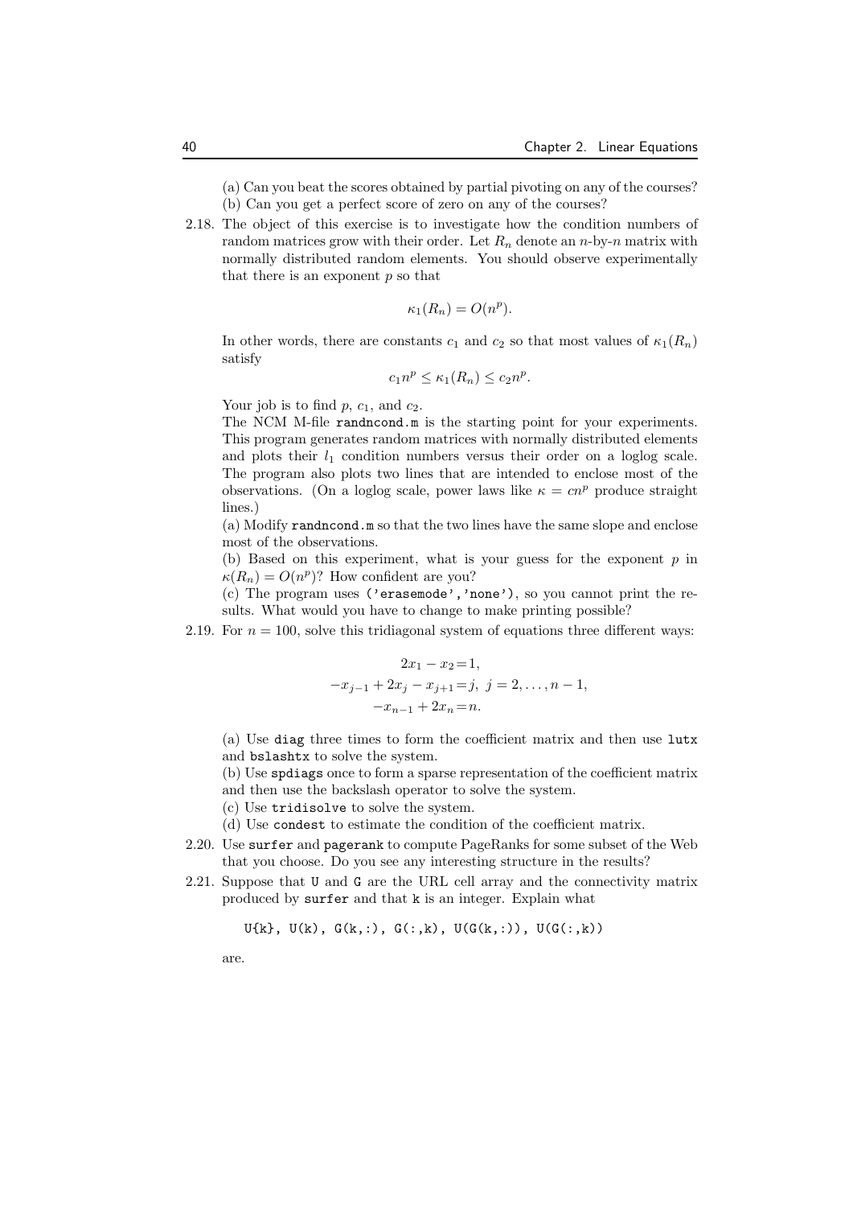(a) Can you beat the scores obtained by partial pivoting on any of the courses?
(b) Can you get a perfect score of zero on any of the courses?

2.18. The object of this exercise is to investigate how the condition numbers of random matrices grow with their order. Let $R_n$ denote an $n$-by-$n$ matrix with normally distributed random elements. You should observe experimentally that there is an exponent $p$ so that

$$\kappa_1(R_n) = O(n^p).$$

In other words, there are constants $c_1$ and $c_2$ so that most values of $\kappa_1(R_n)$ satisfy

$$c_1 n^p \le \kappa_1(R_n) \le c_2 n^p.$$

Your job is to find $p$, $c_1$, and $c_2$.

The NCM M-file `randncond.m` is the starting point for your experiments. This program generates random matrices with normally distributed elements and plots their $l_1$ condition numbers versus their order on a loglog scale. The program also plots two lines that are intended to enclose most of the observations. (On a loglog scale, power laws like $\kappa = cn^p$ produce straight lines.)

(a) Modify `randncond.m` so that the two lines have the same slope and enclose most of the observations.

(b) Based on this experiment, what is your guess for the exponent $p$ in $\kappa(R_n) = O(n^p)$? How confident are you?

(c) The program uses `('erasemode','none')`, so you cannot print the results. What would you have to change to make printing possible?

2.19. For $n = 100$, solve this tridiagonal system of equations three different ways:

$$
\begin{aligned}
2x_1 - x_2 &= 1, \\
-x_{j-1} + 2x_j - x_{j+1} &= j, \; j = 2, \ldots, n-1, \\
-x_{n-1} + 2x_n &= n.
\end{aligned}
$$

(a) Use `diag` three times to form the coefficient matrix and then use `lutx` and `bslashtx` to solve the system.

(b) Use `spdiags` once to form a sparse representation of the coefficient matrix and then use the backslash operator to solve the system.

(c) Use `tridisolve` to solve the system.

(d) Use `condest` to estimate the condition of the coefficient matrix.

2.20. Use `surfer` and `pagerank` to compute PageRanks for some subset of the Web that you choose. Do you see any interesting structure in the results?

2.21. Suppose that `U` and `G` are the URL cell array and the connectivity matrix produced by `surfer` and that `k` is an integer. Explain what

```
U{k}, U(k), G(k,:), G(:,k), U(G(k,:)), U(G(:,k))
```

are.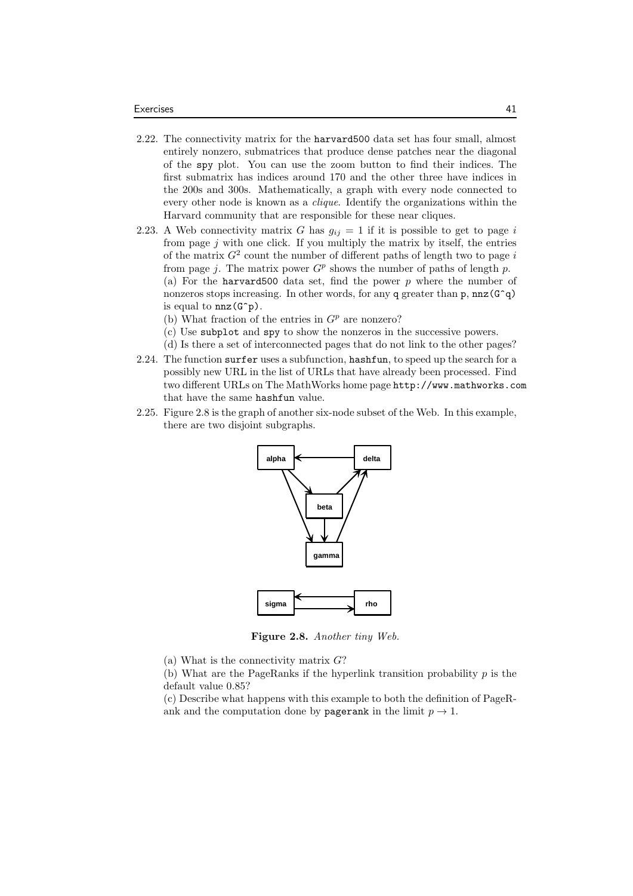2.22. The connectivity matrix for the `harvard500` data set has four small, almost entirely nonzero, submatrices that produce dense patches near the diagonal of the `spy` plot. You can use the zoom button to find their indices. The first submatrix has indices around 170 and the other three have indices in the 200s and 300s. Mathematically, a graph with every node connected to every other node is known as a *clique*. Identify the organizations within the Harvard community that are responsible for these near cliques.

2.23. A Web connectivity matrix $G$ has $g_{ij} = 1$ if it is possible to get to page $i$ from page $j$ with one click. If you multiply the matrix by itself, the entries of the matrix $G^2$ count the number of different paths of length two to page $i$ from page $j$. The matrix power $G^p$ shows the number of paths of length $p$.
(a) For the `harvard500` data set, find the power $p$ where the number of nonzeros stops increasing. In other words, for any `q` greater than `p`, `nnz(G^q)` is equal to `nnz(G^p)`.
(b) What fraction of the entries in $G^p$ are nonzero?
(c) Use `subplot` and `spy` to show the nonzeros in the successive powers.
(d) Is there a set of interconnected pages that do not link to the other pages?

2.24. The function `surfer` uses a subfunction, `hashfun`, to speed up the search for a possibly new URL in the list of URLs that have already been processed. Find two different URLs on The MathWorks home page `http://www.mathworks.com` that have the same `hashfun` value.

2.25. Figure 2.8 is the graph of another six-node subset of the Web. In this example, there are two disjoint subgraphs.

**Figure 2.8.** *Another tiny Web.*

(a) What is the connectivity matrix $G$?
(b) What are the PageRanks if the hyperlink transition probability $p$ is the default value 0.85?
(c) Describe what happens with this example to both the definition of PageRank and the computation done by `pagerank` in the limit $p \to 1$.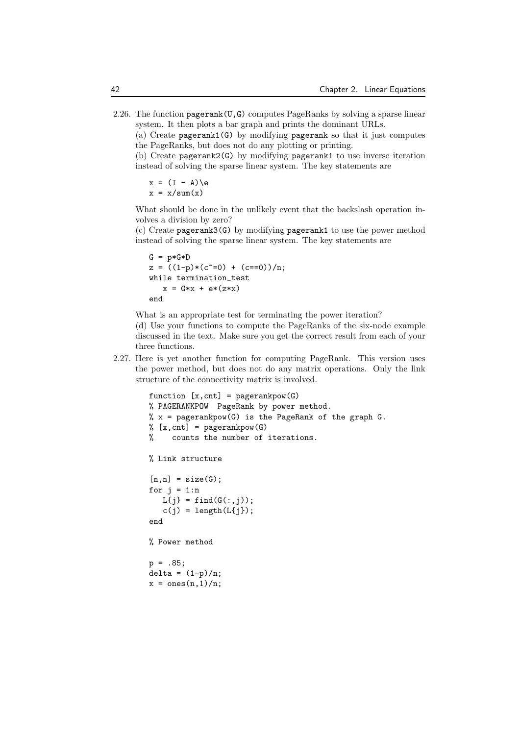2.26. The function `pagerank(U,G)` computes PageRanks by solving a sparse linear system. It then plots a bar graph and prints the dominant URLs.

(a) Create `pagerank1(G)` by modifying `pagerank` so that it just computes the PageRanks, but does not do any plotting or printing.

(b) Create `pagerank2(G)` by modifying `pagerank1` to use inverse iteration instead of solving the sparse linear system. The key statements are

```
x = (I - A)\e
x = x/sum(x)
```

What should be done in the unlikely event that the backslash operation involves a division by zero?

(c) Create `pagerank3(G)` by modifying `pagerank1` to use the power method instead of solving the sparse linear system. The key statements are

```
G = p*G*D
z = ((1-p)*(c~=0) + (c==0))/n;
while termination_test
   x = G*x + e*(z*x)
end
```

What is an appropriate test for terminating the power iteration?

(d) Use your functions to compute the PageRanks of the six-node example discussed in the text. Make sure you get the correct result from each of your three functions.

2.27. Here is yet another function for computing PageRank. This version uses the power method, but does not do any matrix operations. Only the link structure of the connectivity matrix is involved.

```
function [x,cnt] = pagerankpow(G)
% PAGERANKPOW  PageRank by power method.
% x = pagerankpow(G) is the PageRank of the graph G.
% [x,cnt] = pagerankpow(G)
%    counts the number of iterations.

% Link structure

[n,n] = size(G);
for j = 1:n
   L{j} = find(G(:,j));
   c(j) = length(L{j});
end

% Power method

p = .85;
delta = (1-p)/n;
x = ones(n,1)/n;
```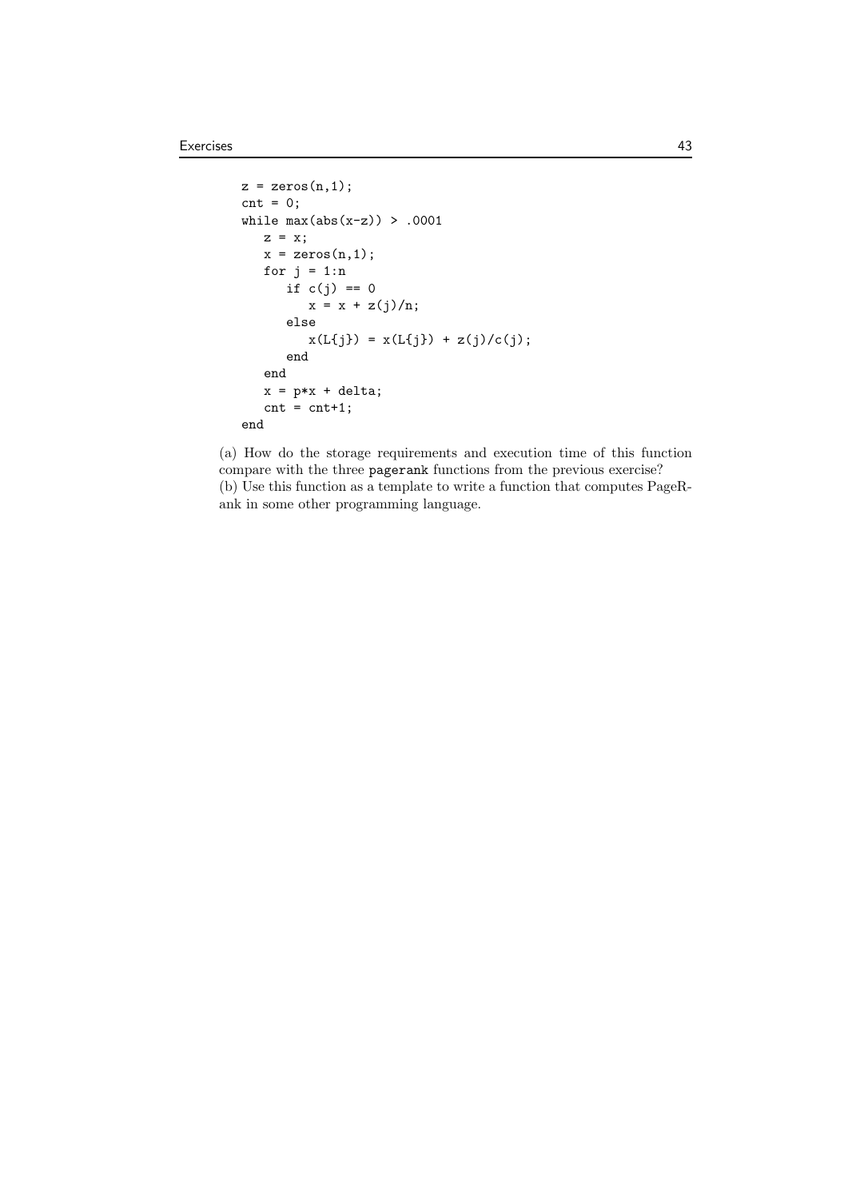```
z = zeros(n,1);
cnt = 0;
while max(abs(x-z)) > .0001
   z = x;
   x = zeros(n,1);
   for j = 1:n
      if c(j) == 0
         x = x + z(j)/n;
      else
         x(L{j}) = x(L{j}) + z(j)/c(j);
      end
   end
   x = p*x + delta;
   cnt = cnt+1;
end
```

(a) How do the storage requirements and execution time of this function compare with the three `pagerank` functions from the previous exercise?
(b) Use this function as a template to write a function that computes PageRank in some other programming language.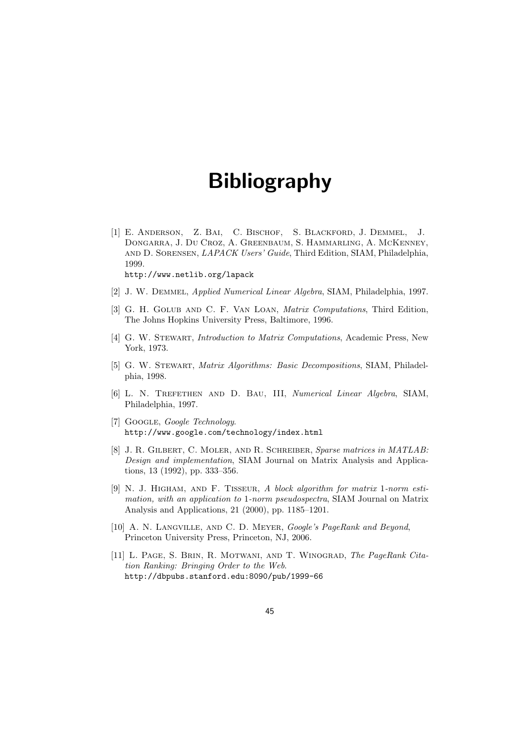# Bibliography

[1] E. Anderson, Z. Bai, C. Bischof, S. Blackford, J. Demmel, J. Dongarra, J. Du Croz, A. Greenbaum, S. Hammarling, A. McKenney, and D. Sorensen, *LAPACK Users' Guide*, Third Edition, SIAM, Philadelphia, 1999.
`http://www.netlib.org/lapack`

[2] J. W. Demmel, *Applied Numerical Linear Algebra*, SIAM, Philadelphia, 1997.

[3] G. H. Golub and C. F. Van Loan, *Matrix Computations*, Third Edition, The Johns Hopkins University Press, Baltimore, 1996.

[4] G. W. Stewart, *Introduction to Matrix Computations*, Academic Press, New York, 1973.

[5] G. W. Stewart, *Matrix Algorithms: Basic Decompositions*, SIAM, Philadelphia, 1998.

[6] L. N. Trefethen and D. Bau, III, *Numerical Linear Algebra*, SIAM, Philadelphia, 1997.

[7] Google, *Google Technology*.
`http://www.google.com/technology/index.html`

[8] J. R. Gilbert, C. Moler, and R. Schreiber, *Sparse matrices in MATLAB: Design and implementation*, SIAM Journal on Matrix Analysis and Applications, 13 (1992), pp. 333–356.

[9] N. J. Higham, and F. Tisseur, *A block algorithm for matrix* 1*-norm estimation, with an application to* 1*-norm pseudospectra*, SIAM Journal on Matrix Analysis and Applications, 21 (2000), pp. 1185–1201.

[10] A. N. Langville, and C. D. Meyer, *Google's PageRank and Beyond*, Princeton University Press, Princeton, NJ, 2006.

[11] L. Page, S. Brin, R. Motwani, and T. Winograd, *The PageRank Citation Ranking: Bringing Order to the Web*.
`http://dbpubs.stanford.edu:8090/pub/1999-66`